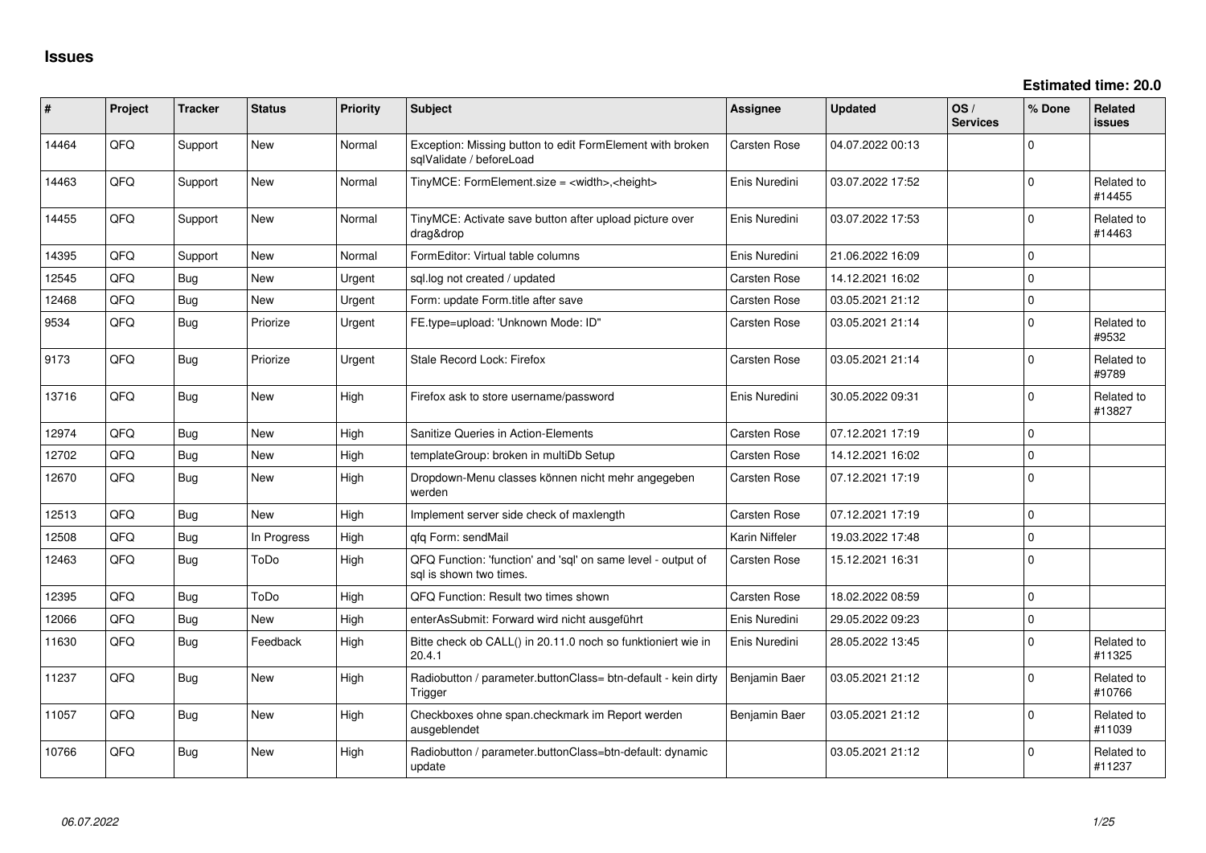# Issues

**Estimated time: 20.0**

| # | Project | Tracker | Status | Priority | Subject | Assignee | Updated | OS / Services | % Done | Related issues |
|---|---|---|---|---|---|---|---|---|---|---|
| 14464 | QFQ | Support | New | Normal | Exception: Missing button to edit FormElement with broken sqlValidate / beforeLoad | Carsten Rose | 04.07.2022 00:13 | | 0 | |
| 14463 | QFQ | Support | New | Normal | TinyMCE: FormElement.size = <width>,<height> | Enis Nuredini | 03.07.2022 17:52 | | 0 | Related to #14455 |
| 14455 | QFQ | Support | New | Normal | TinyMCE: Activate save button after upload picture over drag&drop | Enis Nuredini | 03.07.2022 17:53 | | 0 | Related to #14463 |
| 14395 | QFQ | Support | New | Normal | FormEditor: Virtual table columns | Enis Nuredini | 21.06.2022 16:09 | | 0 | |
| 12545 | QFQ | Bug | New | Urgent | sql.log not created / updated | Carsten Rose | 14.12.2021 16:02 | | 0 | |
| 12468 | QFQ | Bug | New | Urgent | Form: update Form.title after save | Carsten Rose | 03.05.2021 21:12 | | 0 | |
| 9534 | QFQ | Bug | Priorize | Urgent | FE.type=upload: 'Unknown Mode: ID" | Carsten Rose | 03.05.2021 21:14 | | 0 | Related to #9532 |
| 9173 | QFQ | Bug | Priorize | Urgent | Stale Record Lock: Firefox | Carsten Rose | 03.05.2021 21:14 | | 0 | Related to #9789 |
| 13716 | QFQ | Bug | New | High | Firefox ask to store username/password | Enis Nuredini | 30.05.2022 09:31 | | 0 | Related to #13827 |
| 12974 | QFQ | Bug | New | High | Sanitize Queries in Action-Elements | Carsten Rose | 07.12.2021 17:19 | | 0 | |
| 12702 | QFQ | Bug | New | High | templateGroup: broken in multiDb Setup | Carsten Rose | 14.12.2021 16:02 | | 0 | |
| 12670 | QFQ | Bug | New | High | Dropdown-Menu classes können nicht mehr angegeben werden | Carsten Rose | 07.12.2021 17:19 | | 0 | |
| 12513 | QFQ | Bug | New | High | Implement server side check of maxlength | Carsten Rose | 07.12.2021 17:19 | | 0 | |
| 12508 | QFQ | Bug | In Progress | High | qfq Form: sendMail | Karin Niffeler | 19.03.2022 17:48 | | 0 | |
| 12463 | QFQ | Bug | ToDo | High | QFQ Function: 'function' and 'sql' on same level - output of sql is shown two times. | Carsten Rose | 15.12.2021 16:31 | | 0 | |
| 12395 | QFQ | Bug | ToDo | High | QFQ Function: Result two times shown | Carsten Rose | 18.02.2022 08:59 | | 0 | |
| 12066 | QFQ | Bug | New | High | enterAsSubmit: Forward wird nicht ausgeführt | Enis Nuredini | 29.05.2022 09:23 | | 0 | |
| 11630 | QFQ | Bug | Feedback | High | Bitte check ob CALL() in 20.11.0 noch so funktioniert wie in 20.4.1 | Enis Nuredini | 28.05.2022 13:45 | | 0 | Related to #11325 |
| 11237 | QFQ | Bug | New | High | Radiobutton / parameter.buttonClass= btn-default - kein dirty Trigger | Benjamin Baer | 03.05.2021 21:12 | | 0 | Related to #10766 |
| 11057 | QFQ | Bug | New | High | Checkboxes ohne span.checkmark im Report werden ausgeblendet | Benjamin Baer | 03.05.2021 21:12 | | 0 | Related to #11039 |
| 10766 | QFQ | Bug | New | High | Radiobutton / parameter.buttonClass=btn-default: dynamic update | | 03.05.2021 21:12 | | 0 | Related to #11237 |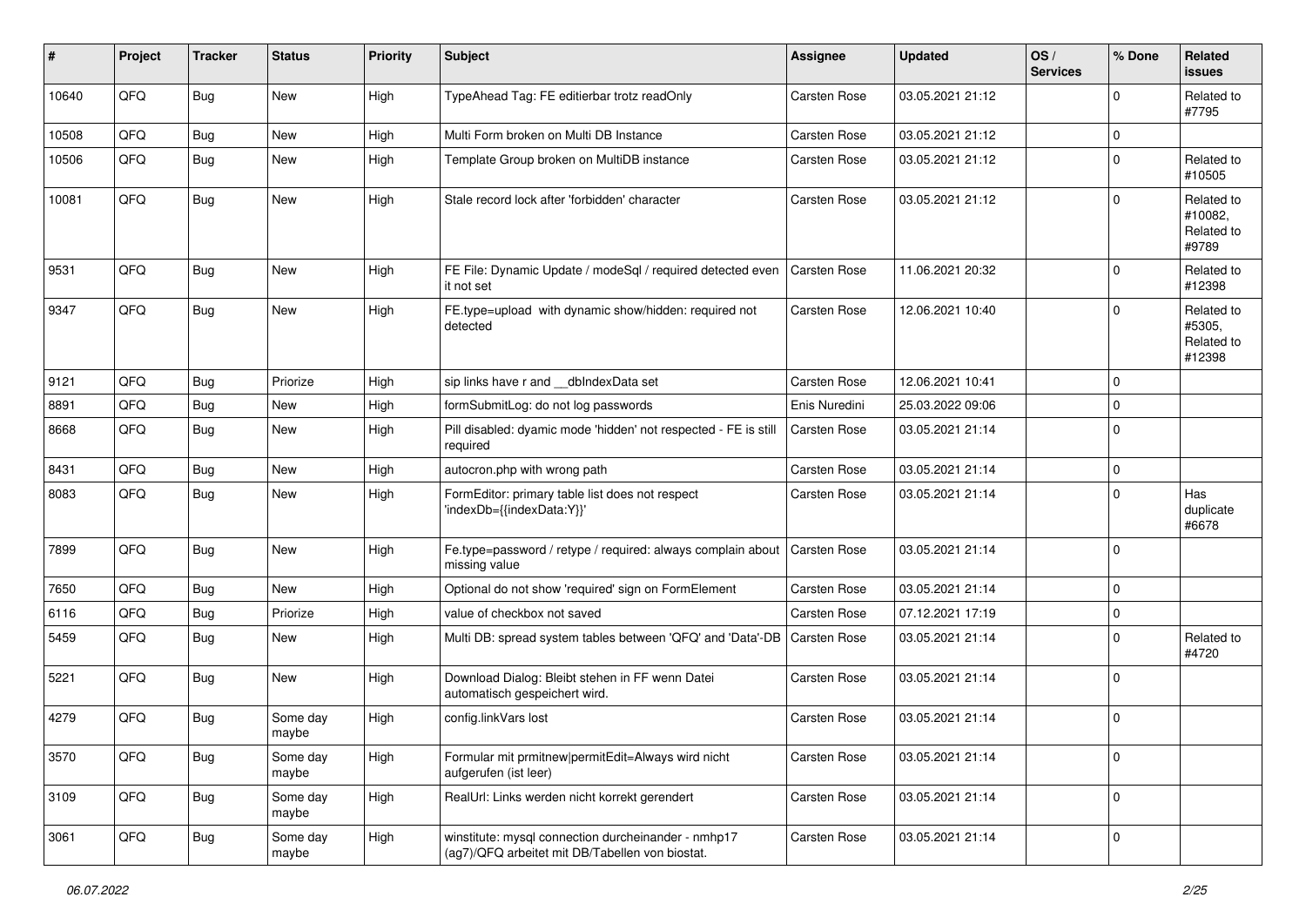| # | Project | Tracker | Status | Priority | Subject | Assignee | Updated | OS / Services | % Done | Related issues |
|---|---|---|---|---|---|---|---|---|---|---|
| 10640 | QFQ | Bug | New | High | TypeAhead Tag: FE editierbar trotz readOnly | Carsten Rose | 03.05.2021 21:12 | | 0 | Related to #7795 |
| 10508 | QFQ | Bug | New | High | Multi Form broken on Multi DB Instance | Carsten Rose | 03.05.2021 21:12 | | 0 | |
| 10506 | QFQ | Bug | New | High | Template Group broken on MultiDB instance | Carsten Rose | 03.05.2021 21:12 | | 0 | Related to #10505 |
| 10081 | QFQ | Bug | New | High | Stale record lock after 'forbidden' character | Carsten Rose | 03.05.2021 21:12 | | 0 | Related to #10082, Related to #9789 |
| 9531 | QFQ | Bug | New | High | FE File: Dynamic Update / modeSql / required detected even it not set | Carsten Rose | 11.06.2021 20:32 | | 0 | Related to #12398 |
| 9347 | QFQ | Bug | New | High | FE.type=upload with dynamic show/hidden: required not detected | Carsten Rose | 12.06.2021 10:40 | | 0 | Related to #5305, Related to #12398 |
| 9121 | QFQ | Bug | Priorize | High | sip links have r and __dbIndexData set | Carsten Rose | 12.06.2021 10:41 | | 0 | |
| 8891 | QFQ | Bug | New | High | formSubmitLog: do not log passwords | Enis Nuredini | 25.03.2022 09:06 | | 0 | |
| 8668 | QFQ | Bug | New | High | Pill disabled: dyamic mode 'hidden' not respected - FE is still required | Carsten Rose | 03.05.2021 21:14 | | 0 | |
| 8431 | QFQ | Bug | New | High | autocron.php with wrong path | Carsten Rose | 03.05.2021 21:14 | | 0 | |
| 8083 | QFQ | Bug | New | High | FormEditor: primary table list does not respect 'indexDb={{indexData:Y}}' | Carsten Rose | 03.05.2021 21:14 | | 0 | Has duplicate #6678 |
| 7899 | QFQ | Bug | New | High | Fe.type=password / retype / required: always complain about missing value | Carsten Rose | 03.05.2021 21:14 | | 0 | |
| 7650 | QFQ | Bug | New | High | Optional do not show 'required' sign on FormElement | Carsten Rose | 03.05.2021 21:14 | | 0 | |
| 6116 | QFQ | Bug | Priorize | High | value of checkbox not saved | Carsten Rose | 07.12.2021 17:19 | | 0 | |
| 5459 | QFQ | Bug | New | High | Multi DB: spread system tables between 'QFQ' and 'Data'-DB | Carsten Rose | 03.05.2021 21:14 | | 0 | Related to #4720 |
| 5221 | QFQ | Bug | New | High | Download Dialog: Bleibt stehen in FF wenn Datei automatisch gespeichert wird. | Carsten Rose | 03.05.2021 21:14 | | 0 | |
| 4279 | QFQ | Bug | Some day maybe | High | config.linkVars lost | Carsten Rose | 03.05.2021 21:14 | | 0 | |
| 3570 | QFQ | Bug | Some day maybe | High | Formular mit prmitnew\|permitEdit=Always wird nicht aufgerufen (ist leer) | Carsten Rose | 03.05.2021 21:14 | | 0 | |
| 3109 | QFQ | Bug | Some day maybe | High | RealUrl: Links werden nicht korrekt gerendert | Carsten Rose | 03.05.2021 21:14 | | 0 | |
| 3061 | QFQ | Bug | Some day maybe | High | winstitute: mysql connection durcheinander - nmhp17 (ag7)/QFQ arbeitet mit DB/Tabellen von biostat. | Carsten Rose | 03.05.2021 21:14 | | 0 | |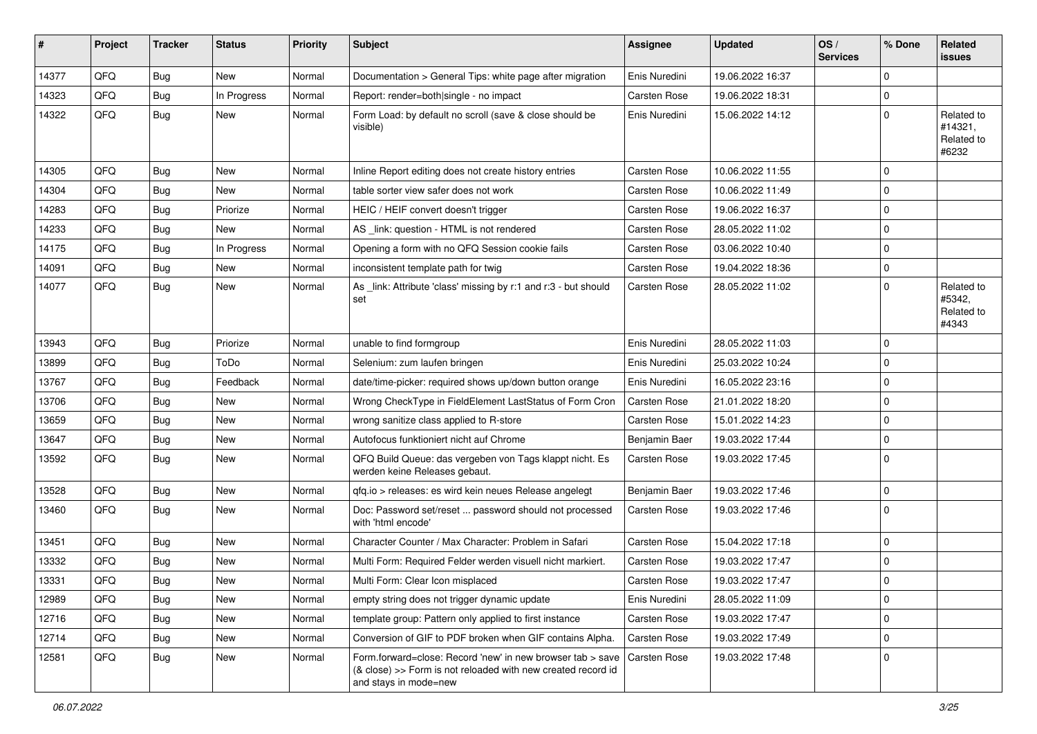| # | Project | Tracker | Status | Priority | Subject | Assignee | Updated | OS / Services | % Done | Related issues |
|---|---|---|---|---|---|---|---|---|---|---|
| 14377 | QFQ | Bug | New | Normal | Documentation > General Tips: white page after migration | Enis Nuredini | 19.06.2022 16:37 | | 0 | |
| 14323 | QFQ | Bug | In Progress | Normal | Report: render=both\|single - no impact | Carsten Rose | 19.06.2022 18:31 | | 0 | |
| 14322 | QFQ | Bug | New | Normal | Form Load: by default no scroll (save & close should be visible) | Enis Nuredini | 15.06.2022 14:12 | | 0 | Related to #14321, Related to #6232 |
| 14305 | QFQ | Bug | New | Normal | Inline Report editing does not create history entries | Carsten Rose | 10.06.2022 11:55 | | 0 | |
| 14304 | QFQ | Bug | New | Normal | table sorter view safer does not work | Carsten Rose | 10.06.2022 11:49 | | 0 | |
| 14283 | QFQ | Bug | Priorize | Normal | HEIC / HEIF convert doesn't trigger | Carsten Rose | 19.06.2022 16:37 | | 0 | |
| 14233 | QFQ | Bug | New | Normal | AS _link: question - HTML is not rendered | Carsten Rose | 28.05.2022 11:02 | | 0 | |
| 14175 | QFQ | Bug | In Progress | Normal | Opening a form with no QFQ Session cookie fails | Carsten Rose | 03.06.2022 10:40 | | 0 | |
| 14091 | QFQ | Bug | New | Normal | inconsistent template path for twig | Carsten Rose | 19.04.2022 18:36 | | 0 | |
| 14077 | QFQ | Bug | New | Normal | As _link: Attribute 'class' missing by r:1 and r:3 - but should set | Carsten Rose | 28.05.2022 11:02 | | 0 | Related to #5342, Related to #4343 |
| 13943 | QFQ | Bug | Priorize | Normal | unable to find formgroup | Enis Nuredini | 28.05.2022 11:03 | | 0 | |
| 13899 | QFQ | Bug | ToDo | Normal | Selenium: zum laufen bringen | Enis Nuredini | 25.03.2022 10:24 | | 0 | |
| 13767 | QFQ | Bug | Feedback | Normal | date/time-picker: required shows up/down button orange | Enis Nuredini | 16.05.2022 23:16 | | 0 | |
| 13706 | QFQ | Bug | New | Normal | Wrong CheckType in FieldElement LastStatus of Form Cron | Carsten Rose | 21.01.2022 18:20 | | 0 | |
| 13659 | QFQ | Bug | New | Normal | wrong sanitize class applied to R-store | Carsten Rose | 15.01.2022 14:23 | | 0 | |
| 13647 | QFQ | Bug | New | Normal | Autofocus funktioniert nicht auf Chrome | Benjamin Baer | 19.03.2022 17:44 | | 0 | |
| 13592 | QFQ | Bug | New | Normal | QFQ Build Queue: das vergeben von Tags klappt nicht. Es werden keine Releases gebaut. | Carsten Rose | 19.03.2022 17:45 | | 0 | |
| 13528 | QFQ | Bug | New | Normal | qfq.io > releases: es wird kein neues Release angelegt | Benjamin Baer | 19.03.2022 17:46 | | 0 | |
| 13460 | QFQ | Bug | New | Normal | Doc: Password set/reset ... password should not processed with 'html encode' | Carsten Rose | 19.03.2022 17:46 | | 0 | |
| 13451 | QFQ | Bug | New | Normal | Character Counter / Max Character: Problem in Safari | Carsten Rose | 15.04.2022 17:18 | | 0 | |
| 13332 | QFQ | Bug | New | Normal | Multi Form: Required Felder werden visuell nicht markiert. | Carsten Rose | 19.03.2022 17:47 | | 0 | |
| 13331 | QFQ | Bug | New | Normal | Multi Form: Clear Icon misplaced | Carsten Rose | 19.03.2022 17:47 | | 0 | |
| 12989 | QFQ | Bug | New | Normal | empty string does not trigger dynamic update | Enis Nuredini | 28.05.2022 11:09 | | 0 | |
| 12716 | QFQ | Bug | New | Normal | template group: Pattern only applied to first instance | Carsten Rose | 19.03.2022 17:47 | | 0 | |
| 12714 | QFQ | Bug | New | Normal | Conversion of GIF to PDF broken when GIF contains Alpha. | Carsten Rose | 19.03.2022 17:49 | | 0 | |
| 12581 | QFQ | Bug | New | Normal | Form.forward=close: Record 'new' in new browser tab > save (& close) >> Form is not reloaded with new created record id and stays in mode=new | Carsten Rose | 19.03.2022 17:48 | | 0 | |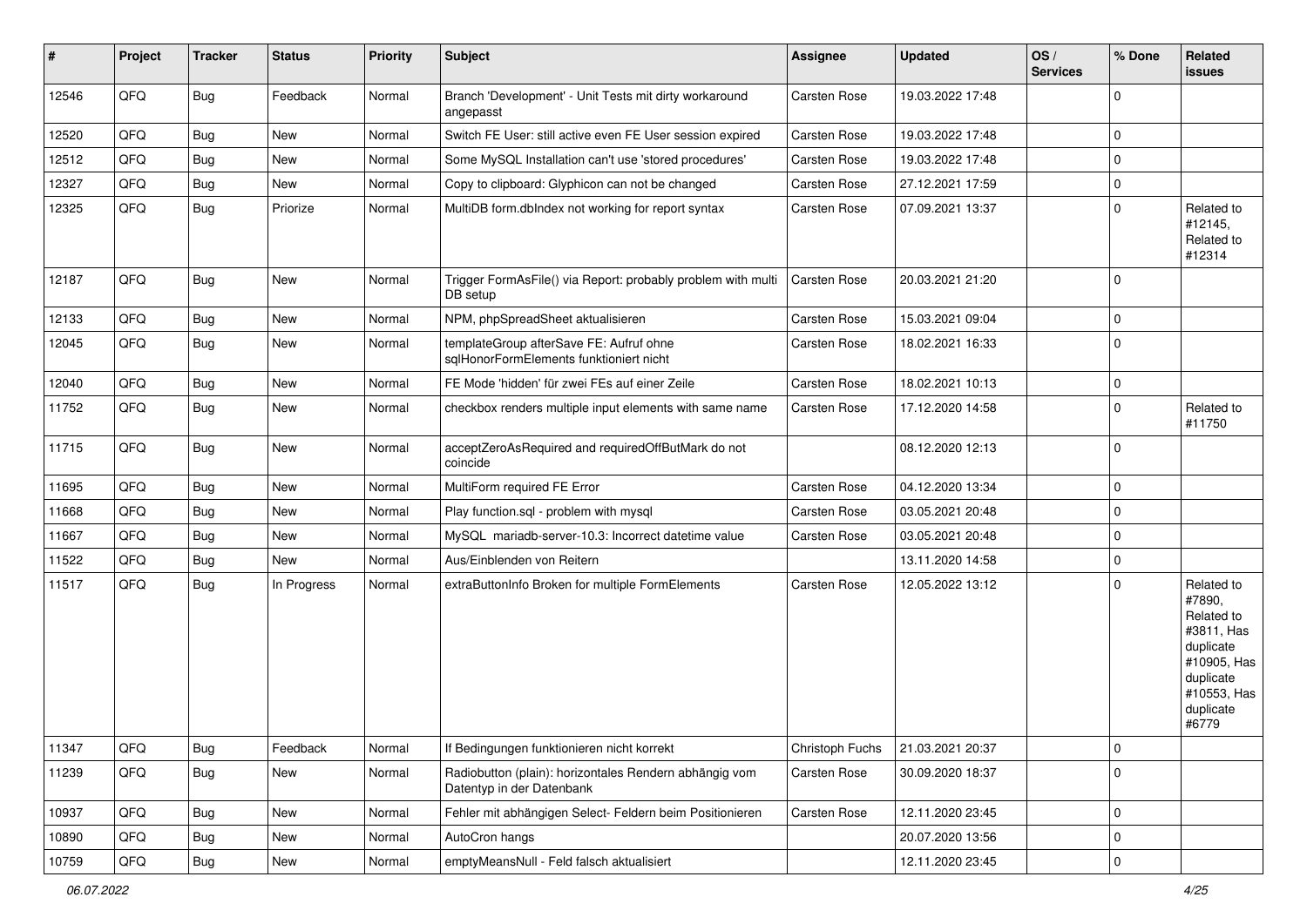| # | Project | Tracker | Status | Priority | Subject | Assignee | Updated | OS / Services | % Done | Related issues |
|---|---|---|---|---|---|---|---|---|---|---|
| 12546 | QFQ | Bug | Feedback | Normal | Branch 'Development' - Unit Tests mit dirty workaround angepasst | Carsten Rose | 19.03.2022 17:48 | | 0 | |
| 12520 | QFQ | Bug | New | Normal | Switch FE User: still active even FE User session expired | Carsten Rose | 19.03.2022 17:48 | | 0 | |
| 12512 | QFQ | Bug | New | Normal | Some MySQL Installation can't use 'stored procedures' | Carsten Rose | 19.03.2022 17:48 | | 0 | |
| 12327 | QFQ | Bug | New | Normal | Copy to clipboard: Glyphicon can not be changed | Carsten Rose | 27.12.2021 17:59 | | 0 | |
| 12325 | QFQ | Bug | Priorize | Normal | MultiDB form.dbIndex not working for report syntax | Carsten Rose | 07.09.2021 13:37 | | 0 | Related to #12145, Related to #12314 |
| 12187 | QFQ | Bug | New | Normal | Trigger FormAsFile() via Report: probably problem with multi DB setup | Carsten Rose | 20.03.2021 21:20 | | 0 | |
| 12133 | QFQ | Bug | New | Normal | NPM, phpSpreadSheet aktualisieren | Carsten Rose | 15.03.2021 09:04 | | 0 | |
| 12045 | QFQ | Bug | New | Normal | templateGroup afterSave FE: Aufruf ohne sqlHonorFormElements funktioniert nicht | Carsten Rose | 18.02.2021 16:33 | | 0 | |
| 12040 | QFQ | Bug | New | Normal | FE Mode 'hidden' für zwei FEs auf einer Zeile | Carsten Rose | 18.02.2021 10:13 | | 0 | |
| 11752 | QFQ | Bug | New | Normal | checkbox renders multiple input elements with same name | Carsten Rose | 17.12.2020 14:58 | | 0 | Related to #11750 |
| 11715 | QFQ | Bug | New | Normal | acceptZeroAsRequired and requiredOffButMark do not coincide | | 08.12.2020 12:13 | | 0 | |
| 11695 | QFQ | Bug | New | Normal | MultiForm required FE Error | Carsten Rose | 04.12.2020 13:34 | | 0 | |
| 11668 | QFQ | Bug | New | Normal | Play function.sql - problem with mysql | Carsten Rose | 03.05.2021 20:48 | | 0 | |
| 11667 | QFQ | Bug | New | Normal | MySQL mariadb-server-10.3: Incorrect datetime value | Carsten Rose | 03.05.2021 20:48 | | 0 | |
| 11522 | QFQ | Bug | New | Normal | Aus/Einblenden von Reitern | | 13.11.2020 14:58 | | 0 | |
| 11517 | QFQ | Bug | In Progress | Normal | extraButtonInfo Broken for multiple FormElements | Carsten Rose | 12.05.2022 13:12 | | 0 | Related to #7890, Related to #3811, Has duplicate #10905, Has duplicate #10553, Has duplicate #6779 |
| 11347 | QFQ | Bug | Feedback | Normal | If Bedingungen funktionieren nicht korrekt | Christoph Fuchs | 21.03.2021 20:37 | | 0 | |
| 11239 | QFQ | Bug | New | Normal | Radiobutton (plain): horizontales Rendern abhängig vom Datentyp in der Datenbank | Carsten Rose | 30.09.2020 18:37 | | 0 | |
| 10937 | QFQ | Bug | New | Normal | Fehler mit abhängigen Select- Feldern beim Positionieren | Carsten Rose | 12.11.2020 23:45 | | 0 | |
| 10890 | QFQ | Bug | New | Normal | AutoCron hangs | | 20.07.2020 13:56 | | 0 | |
| 10759 | QFQ | Bug | New | Normal | emptyMeansNull - Feld falsch aktualisiert | | 12.11.2020 23:45 | | 0 | |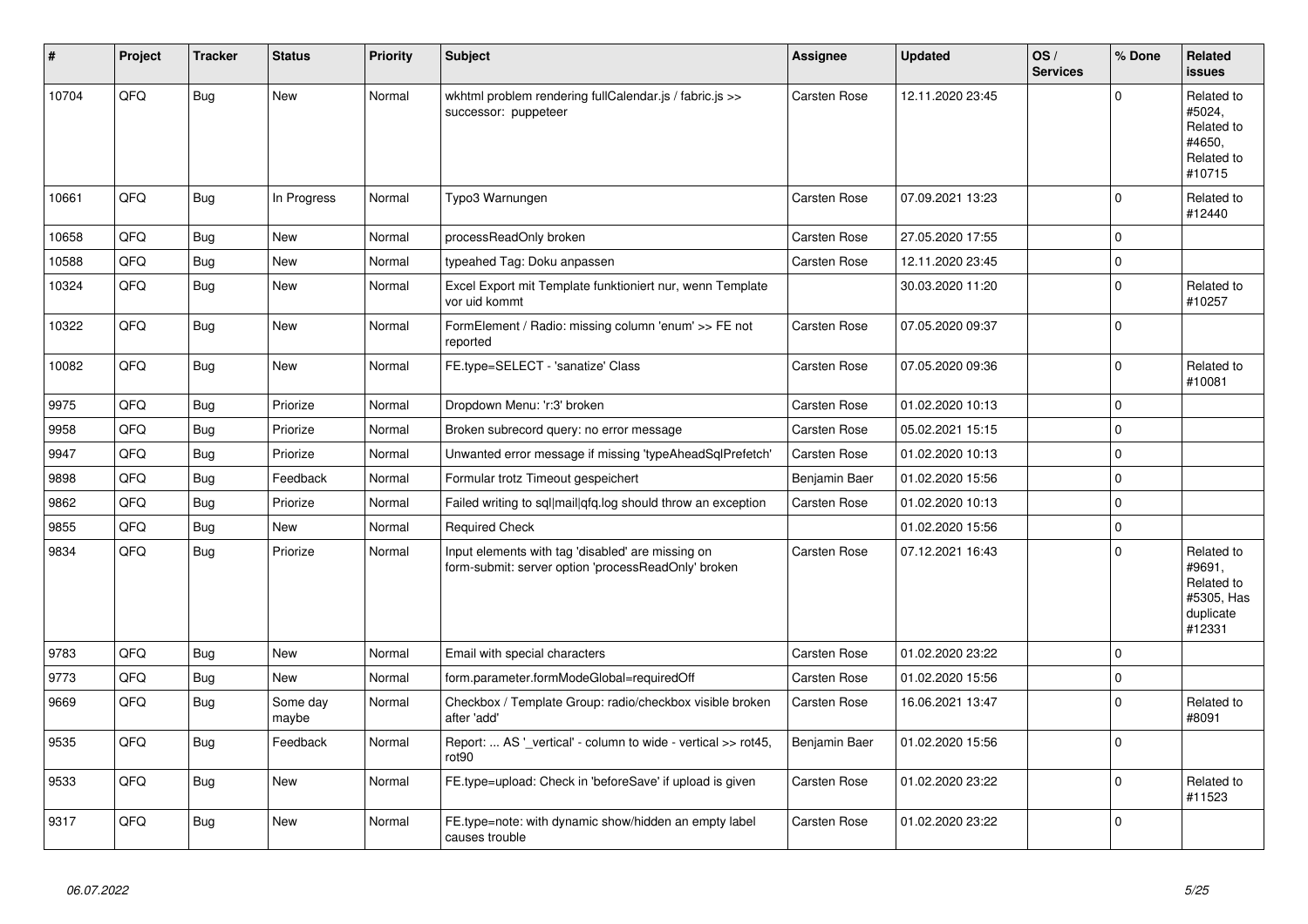| # | Project | Tracker | Status | Priority | Subject | Assignee | Updated | OS / Services | % Done | Related issues |
|---|---|---|---|---|---|---|---|---|---|---|
| 10704 | QFQ | Bug | New | Normal | wkhtml problem rendering fullCalendar.js / fabric.js >> successor: puppeteer | Carsten Rose | 12.11.2020 23:45 | | 0 | Related to #5024, Related to #4650, Related to #10715 |
| 10661 | QFQ | Bug | In Progress | Normal | Typo3 Warnungen | Carsten Rose | 07.09.2021 13:23 | | 0 | Related to #12440 |
| 10658 | QFQ | Bug | New | Normal | processReadOnly broken | Carsten Rose | 27.05.2020 17:55 | | 0 | |
| 10588 | QFQ | Bug | New | Normal | typeahed Tag: Doku anpassen | Carsten Rose | 12.11.2020 23:45 | | 0 | |
| 10324 | QFQ | Bug | New | Normal | Excel Export mit Template funktioniert nur, wenn Template vor uid kommt | | 30.03.2020 11:20 | | 0 | Related to #10257 |
| 10322 | QFQ | Bug | New | Normal | FormElement / Radio: missing column 'enum' >> FE not reported | Carsten Rose | 07.05.2020 09:37 | | 0 | |
| 10082 | QFQ | Bug | New | Normal | FE.type=SELECT - 'sanatize' Class | Carsten Rose | 07.05.2020 09:36 | | 0 | Related to #10081 |
| 9975 | QFQ | Bug | Priorize | Normal | Dropdown Menu: 'r:3' broken | Carsten Rose | 01.02.2020 10:13 | | 0 | |
| 9958 | QFQ | Bug | Priorize | Normal | Broken subrecord query: no error message | Carsten Rose | 05.02.2021 15:15 | | 0 | |
| 9947 | QFQ | Bug | Priorize | Normal | Unwanted error message if missing 'typeAheadSqlPrefetch' | Carsten Rose | 01.02.2020 10:13 | | 0 | |
| 9898 | QFQ | Bug | Feedback | Normal | Formular trotz Timeout gespeichert | Benjamin Baer | 01.02.2020 15:56 | | 0 | |
| 9862 | QFQ | Bug | Priorize | Normal | Failed writing to sql\|mail\|qfq.log should throw an exception | Carsten Rose | 01.02.2020 10:13 | | 0 | |
| 9855 | QFQ | Bug | New | Normal | Required Check | | 01.02.2020 15:56 | | 0 | |
| 9834 | QFQ | Bug | Priorize | Normal | Input elements with tag 'disabled' are missing on form-submit: server option 'processReadOnly' broken | Carsten Rose | 07.12.2021 16:43 | | 0 | Related to #9691, Related to #5305, Has duplicate #12331 |
| 9783 | QFQ | Bug | New | Normal | Email with special characters | Carsten Rose | 01.02.2020 23:22 | | 0 | |
| 9773 | QFQ | Bug | New | Normal | form.parameter.formModeGlobal=requiredOff | Carsten Rose | 01.02.2020 15:56 | | 0 | |
| 9669 | QFQ | Bug | Some day maybe | Normal | Checkbox / Template Group: radio/checkbox visible broken after 'add' | Carsten Rose | 16.06.2021 13:47 | | 0 | Related to #8091 |
| 9535 | QFQ | Bug | Feedback | Normal | Report: ... AS '_vertical' - column to wide - vertical >> rot45, rot90 | Benjamin Baer | 01.02.2020 15:56 | | 0 | |
| 9533 | QFQ | Bug | New | Normal | FE.type=upload: Check in 'beforeSave' if upload is given | Carsten Rose | 01.02.2020 23:22 | | 0 | Related to #11523 |
| 9317 | QFQ | Bug | New | Normal | FE.type=note: with dynamic show/hidden an empty label causes trouble | Carsten Rose | 01.02.2020 23:22 | | 0 | |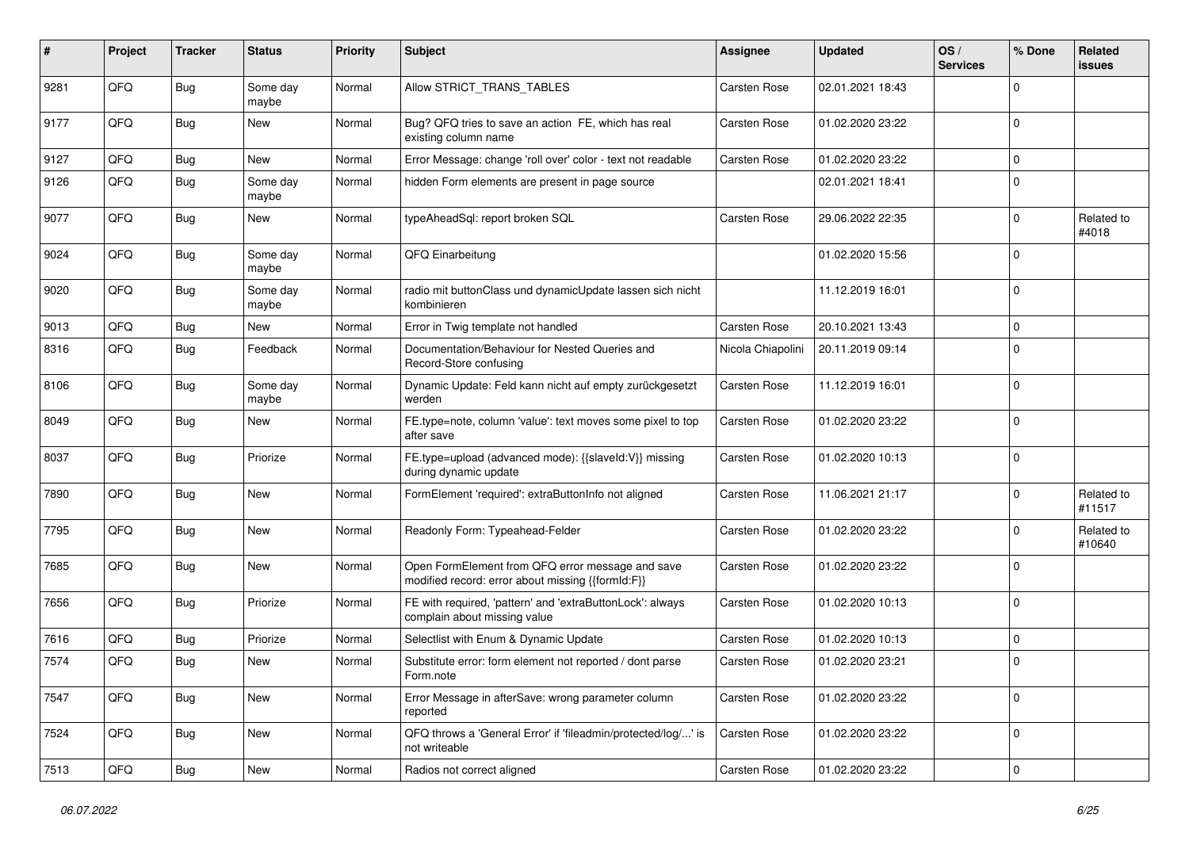| # | Project | Tracker | Status | Priority | Subject | Assignee | Updated | OS / Services | % Done | Related issues |
|---|---|---|---|---|---|---|---|---|---|---|
| 9281 | QFQ | Bug | Some day maybe | Normal | Allow STRICT_TRANS_TABLES | Carsten Rose | 02.01.2021 18:43 | | 0 | |
| 9177 | QFQ | Bug | New | Normal | Bug? QFQ tries to save an action FE, which has real existing column name | Carsten Rose | 01.02.2020 23:22 | | 0 | |
| 9127 | QFQ | Bug | New | Normal | Error Message: change 'roll over' color - text not readable | Carsten Rose | 01.02.2020 23:22 | | 0 | |
| 9126 | QFQ | Bug | Some day maybe | Normal | hidden Form elements are present in page source | | 02.01.2021 18:41 | | 0 | |
| 9077 | QFQ | Bug | New | Normal | typeAheadSql: report broken SQL | Carsten Rose | 29.06.2022 22:35 | | 0 | Related to #4018 |
| 9024 | QFQ | Bug | Some day maybe | Normal | QFQ Einarbeitung | | 01.02.2020 15:56 | | 0 | |
| 9020 | QFQ | Bug | Some day maybe | Normal | radio mit buttonClass und dynamicUpdate lassen sich nicht kombinieren | | 11.12.2019 16:01 | | 0 | |
| 9013 | QFQ | Bug | New | Normal | Error in Twig template not handled | Carsten Rose | 20.10.2021 13:43 | | 0 | |
| 8316 | QFQ | Bug | Feedback | Normal | Documentation/Behaviour for Nested Queries and Record-Store confusing | Nicola Chiapolini | 20.11.2019 09:14 | | 0 | |
| 8106 | QFQ | Bug | Some day maybe | Normal | Dynamic Update: Feld kann nicht auf empty zurückgesetzt werden | Carsten Rose | 11.12.2019 16:01 | | 0 | |
| 8049 | QFQ | Bug | New | Normal | FE.type=note, column 'value': text moves some pixel to top after save | Carsten Rose | 01.02.2020 23:22 | | 0 | |
| 8037 | QFQ | Bug | Priorize | Normal | FE.type=upload (advanced mode): {{slaveId:V}} missing during dynamic update | Carsten Rose | 01.02.2020 10:13 | | 0 | |
| 7890 | QFQ | Bug | New | Normal | FormElement 'required': extraButtonInfo not aligned | Carsten Rose | 11.06.2021 21:17 | | 0 | Related to #11517 |
| 7795 | QFQ | Bug | New | Normal | Readonly Form: Typeahead-Felder | Carsten Rose | 01.02.2020 23:22 | | 0 | Related to #10640 |
| 7685 | QFQ | Bug | New | Normal | Open FormElement from QFQ error message and save modified record: error about missing {{formId:F}} | Carsten Rose | 01.02.2020 23:22 | | 0 | |
| 7656 | QFQ | Bug | Priorize | Normal | FE with required, 'pattern' and 'extraButtonLock': always complain about missing value | Carsten Rose | 01.02.2020 10:13 | | 0 | |
| 7616 | QFQ | Bug | Priorize | Normal | Selectlist with Enum & Dynamic Update | Carsten Rose | 01.02.2020 10:13 | | 0 | |
| 7574 | QFQ | Bug | New | Normal | Substitute error: form element not reported / dont parse Form.note | Carsten Rose | 01.02.2020 23:21 | | 0 | |
| 7547 | QFQ | Bug | New | Normal | Error Message in afterSave: wrong parameter column reported | Carsten Rose | 01.02.2020 23:22 | | 0 | |
| 7524 | QFQ | Bug | New | Normal | QFQ throws a 'General Error' if 'fileadmin/protected/log/...' is not writeable | Carsten Rose | 01.02.2020 23:22 | | 0 | |
| 7513 | QFQ | Bug | New | Normal | Radios not correct aligned | Carsten Rose | 01.02.2020 23:22 | | 0 | |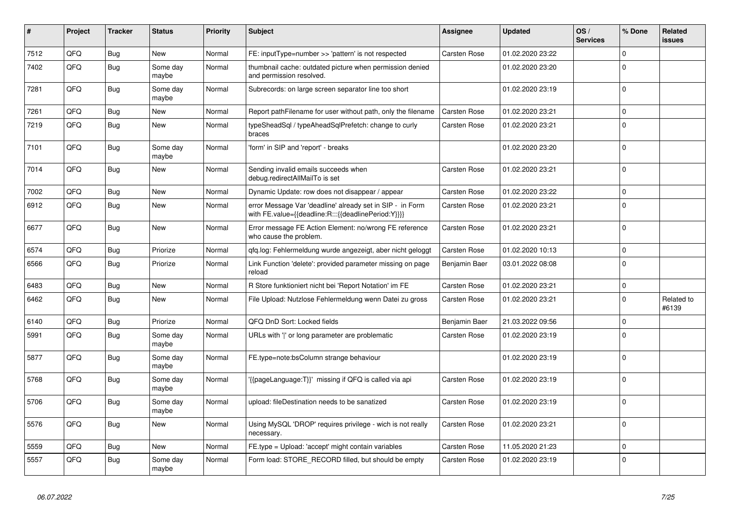| # | Project | Tracker | Status | Priority | Subject | Assignee | Updated | OS / Services | % Done | Related issues |
|---|---|---|---|---|---|---|---|---|---|---|
| 7512 | QFQ | Bug | New | Normal | FE: inputType=number >> 'pattern' is not respected | Carsten Rose | 01.02.2020 23:22 | | 0 | |
| 7402 | QFQ | Bug | Some day maybe | Normal | thumbnail cache: outdated picture when permission denied and permission resolved. | | 01.02.2020 23:20 | | 0 | |
| 7281 | QFQ | Bug | Some day maybe | Normal | Subrecords: on large screen separator line too short | | 01.02.2020 23:19 | | 0 | |
| 7261 | QFQ | Bug | New | Normal | Report pathFilename for user without path, only the filename | Carsten Rose | 01.02.2020 23:21 | | 0 | |
| 7219 | QFQ | Bug | New | Normal | typeSheadSql / typeAheadSqlPrefetch: change to curly braces | Carsten Rose | 01.02.2020 23:21 | | 0 | |
| 7101 | QFQ | Bug | Some day maybe | Normal | 'form' in SIP and 'report' - breaks | | 01.02.2020 23:20 | | 0 | |
| 7014 | QFQ | Bug | New | Normal | Sending invalid emails succeeds when debug.redirectAllMailTo is set | Carsten Rose | 01.02.2020 23:21 | | 0 | |
| 7002 | QFQ | Bug | New | Normal | Dynamic Update: row does not disappear / appear | Carsten Rose | 01.02.2020 23:22 | | 0 | |
| 6912 | QFQ | Bug | New | Normal | error Message Var 'deadline' already set in SIP - in Form with FE.value={{deadline:R:::{{deadlinePeriod:Y}}}} | Carsten Rose | 01.02.2020 23:21 | | 0 | |
| 6677 | QFQ | Bug | New | Normal | Error message FE Action Element: no/wrong FE reference who cause the problem. | Carsten Rose | 01.02.2020 23:21 | | 0 | |
| 6574 | QFQ | Bug | Priorize | Normal | qfq.log: Fehlermeldung wurde angezeigt, aber nicht geloggt | Carsten Rose | 01.02.2020 10:13 | | 0 | |
| 6566 | QFQ | Bug | Priorize | Normal | Link Function 'delete': provided parameter missing on page reload | Benjamin Baer | 03.01.2022 08:08 | | 0 | |
| 6483 | QFQ | Bug | New | Normal | R Store funktioniert nicht bei 'Report Notation' im FE | Carsten Rose | 01.02.2020 23:21 | | 0 | |
| 6462 | QFQ | Bug | New | Normal | File Upload: Nutzlose Fehlermeldung wenn Datei zu gross | Carsten Rose | 01.02.2020 23:21 | | 0 | Related to #6139 |
| 6140 | QFQ | Bug | Priorize | Normal | QFQ DnD Sort: Locked fields | Benjamin Baer | 21.03.2022 09:56 | | 0 | |
| 5991 | QFQ | Bug | Some day maybe | Normal | URLs with '\|' or long parameter are problematic | Carsten Rose | 01.02.2020 23:19 | | 0 | |
| 5877 | QFQ | Bug | Some day maybe | Normal | FE.type=note:bsColumn strange behaviour | | 01.02.2020 23:19 | | 0 | |
| 5768 | QFQ | Bug | Some day maybe | Normal | '{{pageLanguage:T}}' missing if QFQ is called via api | Carsten Rose | 01.02.2020 23:19 | | 0 | |
| 5706 | QFQ | Bug | Some day maybe | Normal | upload: fileDestination needs to be sanatized | Carsten Rose | 01.02.2020 23:19 | | 0 | |
| 5576 | QFQ | Bug | New | Normal | Using MySQL 'DROP' requires privilege - wich is not really necessary. | Carsten Rose | 01.02.2020 23:21 | | 0 | |
| 5559 | QFQ | Bug | New | Normal | FE.type = Upload: 'accept' might contain variables | Carsten Rose | 11.05.2020 21:23 | | 0 | |
| 5557 | QFQ | Bug | Some day maybe | Normal | Form load: STORE_RECORD filled, but should be empty | Carsten Rose | 01.02.2020 23:19 | | 0 | |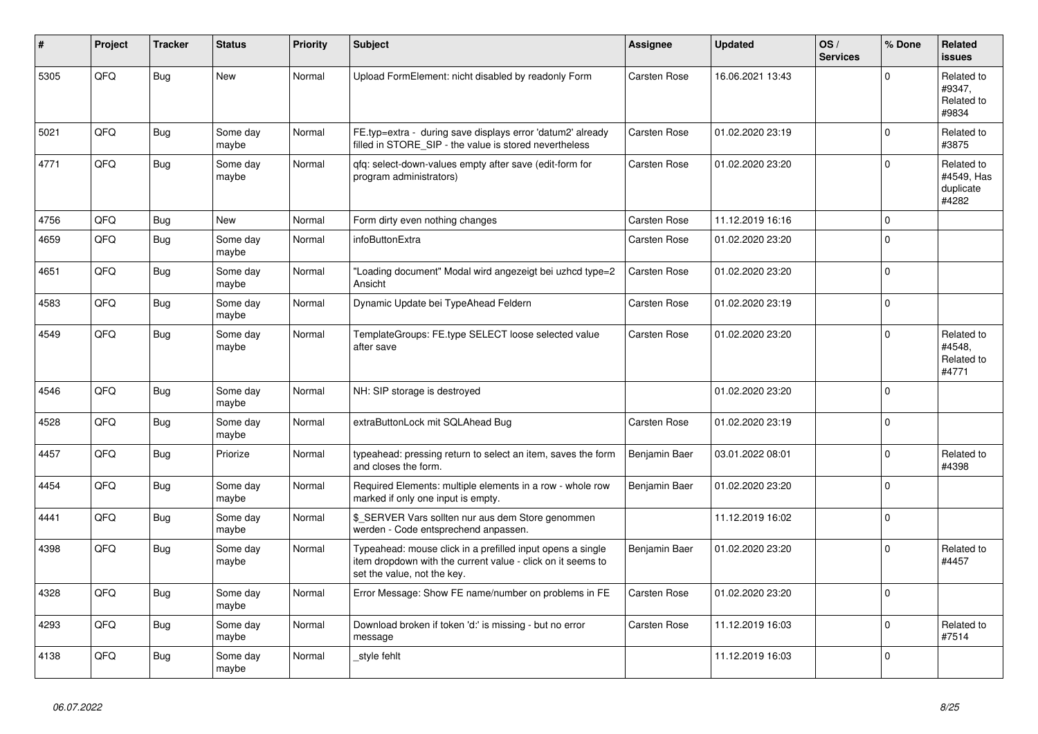| # | Project | Tracker | Status | Priority | Subject | Assignee | Updated | OS / Services | % Done | Related issues |
|---|---|---|---|---|---|---|---|---|---|---|
| 5305 | QFQ | Bug | New | Normal | Upload FormElement: nicht disabled by readonly Form | Carsten Rose | 16.06.2021 13:43 | | 0 | Related to #9347, Related to #9834 |
| 5021 | QFQ | Bug | Some day maybe | Normal | FE.typ=extra - during save displays error 'datum2' already filled in STORE_SIP - the value is stored nevertheless | Carsten Rose | 01.02.2020 23:19 | | 0 | Related to #3875 |
| 4771 | QFQ | Bug | Some day maybe | Normal | qfq: select-down-values empty after save (edit-form for program administrators) | Carsten Rose | 01.02.2020 23:20 | | 0 | Related to #4549, Has duplicate #4282 |
| 4756 | QFQ | Bug | New | Normal | Form dirty even nothing changes | Carsten Rose | 11.12.2019 16:16 | | 0 | |
| 4659 | QFQ | Bug | Some day maybe | Normal | infoButtonExtra | Carsten Rose | 01.02.2020 23:20 | | 0 | |
| 4651 | QFQ | Bug | Some day maybe | Normal | "Loading document" Modal wird angezeigt bei uzhcd type=2 Ansicht | Carsten Rose | 01.02.2020 23:20 | | 0 | |
| 4583 | QFQ | Bug | Some day maybe | Normal | Dynamic Update bei TypeAhead Feldern | Carsten Rose | 01.02.2020 23:19 | | 0 | |
| 4549 | QFQ | Bug | Some day maybe | Normal | TemplateGroups: FE.type SELECT loose selected value after save | Carsten Rose | 01.02.2020 23:20 | | 0 | Related to #4548, Related to #4771 |
| 4546 | QFQ | Bug | Some day maybe | Normal | NH: SIP storage is destroyed | | 01.02.2020 23:20 | | 0 | |
| 4528 | QFQ | Bug | Some day maybe | Normal | extraButtonLock mit SQLAhead Bug | Carsten Rose | 01.02.2020 23:19 | | 0 | |
| 4457 | QFQ | Bug | Priorize | Normal | typeahead: pressing return to select an item, saves the form and closes the form. | Benjamin Baer | 03.01.2022 08:01 | | 0 | Related to #4398 |
| 4454 | QFQ | Bug | Some day maybe | Normal | Required Elements: multiple elements in a row - whole row marked if only one input is empty. | Benjamin Baer | 01.02.2020 23:20 | | 0 | |
| 4441 | QFQ | Bug | Some day maybe | Normal | $_SERVER Vars sollten nur aus dem Store genommen werden - Code entsprechend anpassen. | | 11.12.2019 16:02 | | 0 | |
| 4398 | QFQ | Bug | Some day maybe | Normal | Typeahead: mouse click in a prefilled input opens a single item dropdown with the current value - click on it seems to set the value, not the key. | Benjamin Baer | 01.02.2020 23:20 | | 0 | Related to #4457 |
| 4328 | QFQ | Bug | Some day maybe | Normal | Error Message: Show FE name/number on problems in FE | Carsten Rose | 01.02.2020 23:20 | | 0 | |
| 4293 | QFQ | Bug | Some day maybe | Normal | Download broken if token 'd:' is missing - but no error message | Carsten Rose | 11.12.2019 16:03 | | 0 | Related to #7514 |
| 4138 | QFQ | Bug | Some day maybe | Normal | _style fehlt | | 11.12.2019 16:03 | | 0 | |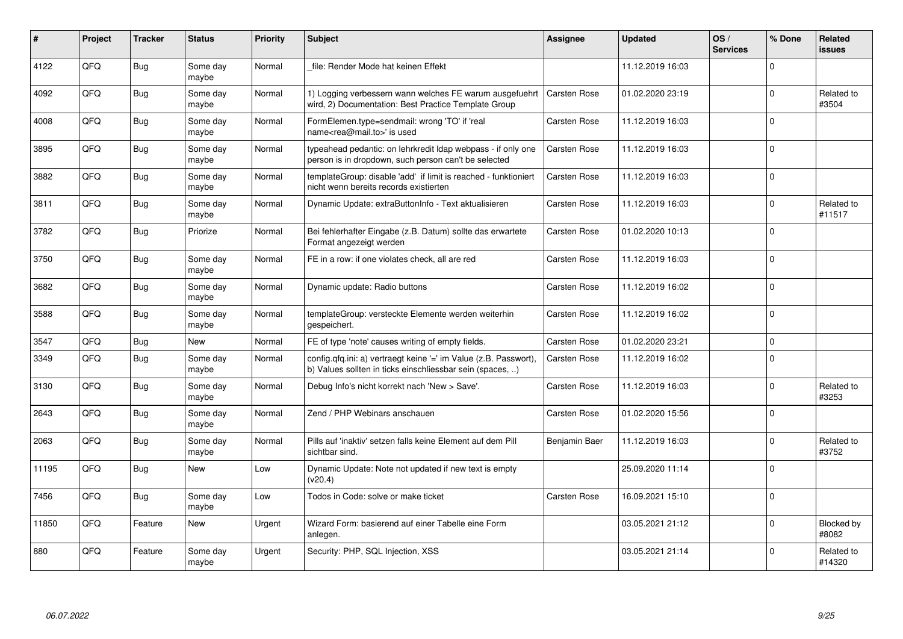| # | Project | Tracker | Status | Priority | Subject | Assignee | Updated | OS / Services | % Done | Related issues |
|---|---|---|---|---|---|---|---|---|---|---|
| 4122 | QFO | Bug | Some day maybe | Normal | _file: Render Mode hat keinen Effekt | | 11.12.2019 16:03 | | 0 | |
| 4092 | QFQ | Bug | Some day maybe | Normal | 1) Logging verbessern wann welches FE warum ausgefuehrt wird, 2) Documentation: Best Practice Template Group | Carsten Rose | 01.02.2020 23:19 | | 0 | Related to #3504 |
| 4008 | QFQ | Bug | Some day maybe | Normal | FormElemen.type=sendmail: wrong 'TO' if 'real name<rea@mail.to>' is used | Carsten Rose | 11.12.2019 16:03 | | 0 | |
| 3895 | QFQ | Bug | Some day maybe | Normal | typeahead pedantic: on lehrkredit ldap webpass - if only one person is in dropdown, such person can't be selected | Carsten Rose | 11.12.2019 16:03 | | 0 | |
| 3882 | QFQ | Bug | Some day maybe | Normal | templateGroup: disable 'add' if limit is reached - funktioniert nicht wenn bereits records existierten | Carsten Rose | 11.12.2019 16:03 | | 0 | |
| 3811 | QFQ | Bug | Some day maybe | Normal | Dynamic Update: extraButtonInfo - Text aktualisieren | Carsten Rose | 11.12.2019 16:03 | | 0 | Related to #11517 |
| 3782 | QFQ | Bug | Priorize | Normal | Bei fehlerhafter Eingabe (z.B. Datum) sollte das erwartete Format angezeigt werden | Carsten Rose | 01.02.2020 10:13 | | 0 | |
| 3750 | QFQ | Bug | Some day maybe | Normal | FE in a row: if one violates check, all are red | Carsten Rose | 11.12.2019 16:03 | | 0 | |
| 3682 | QFQ | Bug | Some day maybe | Normal | Dynamic update: Radio buttons | Carsten Rose | 11.12.2019 16:02 | | 0 | |
| 3588 | QFQ | Bug | Some day maybe | Normal | templateGroup: versteckte Elemente werden weiterhin gespeichert. | Carsten Rose | 11.12.2019 16:02 | | 0 | |
| 3547 | QFQ | Bug | New | Normal | FE of type 'note' causes writing of empty fields. | Carsten Rose | 01.02.2020 23:21 | | 0 | |
| 3349 | QFQ | Bug | Some day maybe | Normal | config.qfq.ini: a) vertraegt keine '=' im Value (z.B. Passwort), b) Values sollten in ticks einschliessbar sein (spaces, ..) | Carsten Rose | 11.12.2019 16:02 | | 0 | |
| 3130 | QFQ | Bug | Some day maybe | Normal | Debug Info's nicht korrekt nach 'New > Save'. | Carsten Rose | 11.12.2019 16:03 | | 0 | Related to #3253 |
| 2643 | QFQ | Bug | Some day maybe | Normal | Zend / PHP Webinars anschauen | Carsten Rose | 01.02.2020 15:56 | | 0 | |
| 2063 | QFQ | Bug | Some day maybe | Normal | Pills auf 'inaktiv' setzen falls keine Element auf dem Pill sichtbar sind. | Benjamin Baer | 11.12.2019 16:03 | | 0 | Related to #3752 |
| 11195 | QFQ | Bug | New | Low | Dynamic Update: Note not updated if new text is empty (v20.4) | | 25.09.2020 11:14 | | 0 | |
| 7456 | QFQ | Bug | Some day maybe | Low | Todos in Code: solve or make ticket | Carsten Rose | 16.09.2021 15:10 | | 0 | |
| 11850 | QFQ | Feature | New | Urgent | Wizard Form: basierend auf einer Tabelle eine Form anlegen. | | 03.05.2021 21:12 | | 0 | Blocked by #8082 |
| 880 | QFQ | Feature | Some day maybe | Urgent | Security: PHP, SQL Injection, XSS | | 03.05.2021 21:14 | | 0 | Related to #14320 |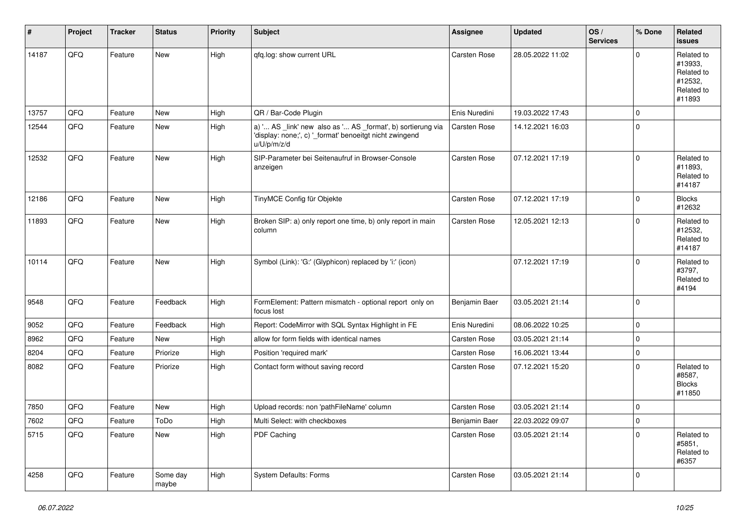| # | Project | Tracker | Status | Priority | Subject | Assignee | Updated | OS / Services | % Done | Related issues |
|---|---|---|---|---|---|---|---|---|---|---|
| 14187 | QFQ | Feature | New | High | qfq.log: show current URL | Carsten Rose | 28.05.2022 11:02 | | 0 | Related to #13933, Related to #12532, Related to #11893 |
| 13757 | QFQ | Feature | New | High | QR / Bar-Code Plugin | Enis Nuredini | 19.03.2022 17:43 | | 0 | |
| 12544 | QFQ | Feature | New | High | a) '... AS _link' new also as '... AS _format', b) sortierung via 'display: none;', c) '_format' benoeitgt nicht zwingend u/U/p/m/z/d | Carsten Rose | 14.12.2021 16:03 | | 0 | |
| 12532 | QFQ | Feature | New | High | SIP-Parameter bei Seitenaufruf in Browser-Console anzeigen | Carsten Rose | 07.12.2021 17:19 | | 0 | Related to #11893, Related to #14187 |
| 12186 | QFQ | Feature | New | High | TinyMCE Config für Objekte | Carsten Rose | 07.12.2021 17:19 | | 0 | Blocks #12632 |
| 11893 | QFQ | Feature | New | High | Broken SIP: a) only report one time, b) only report in main column | Carsten Rose | 12.05.2021 12:13 | | 0 | Related to #12532, Related to #14187 |
| 10114 | QFQ | Feature | New | High | Symbol (Link): 'G:' (Glyphicon) replaced by 'i:' (icon) | | 07.12.2021 17:19 | | 0 | Related to #3797, Related to #4194 |
| 9548 | QFQ | Feature | Feedback | High | FormElement: Pattern mismatch - optional report only on focus lost | Benjamin Baer | 03.05.2021 21:14 | | 0 | |
| 9052 | QFQ | Feature | Feedback | High | Report: CodeMirror with SQL Syntax Highlight in FE | Enis Nuredini | 08.06.2022 10:25 | | 0 | |
| 8962 | QFQ | Feature | New | High | allow for form fields with identical names | Carsten Rose | 03.05.2021 21:14 | | 0 | |
| 8204 | QFQ | Feature | Priorize | High | Position 'required mark' | Carsten Rose | 16.06.2021 13:44 | | 0 | |
| 8082 | QFQ | Feature | Priorize | High | Contact form without saving record | Carsten Rose | 07.12.2021 15:20 | | 0 | Related to #8587, Blocks #11850 |
| 7850 | QFQ | Feature | New | High | Upload records: non 'pathFileName' column | Carsten Rose | 03.05.2021 21:14 | | 0 | |
| 7602 | QFQ | Feature | ToDo | High | Multi Select: with checkboxes | Benjamin Baer | 22.03.2022 09:07 | | 0 | |
| 5715 | QFQ | Feature | New | High | PDF Caching | Carsten Rose | 03.05.2021 21:14 | | 0 | Related to #5851, Related to #6357 |
| 4258 | QFQ | Feature | Some day maybe | High | System Defaults: Forms | Carsten Rose | 03.05.2021 21:14 | | 0 | |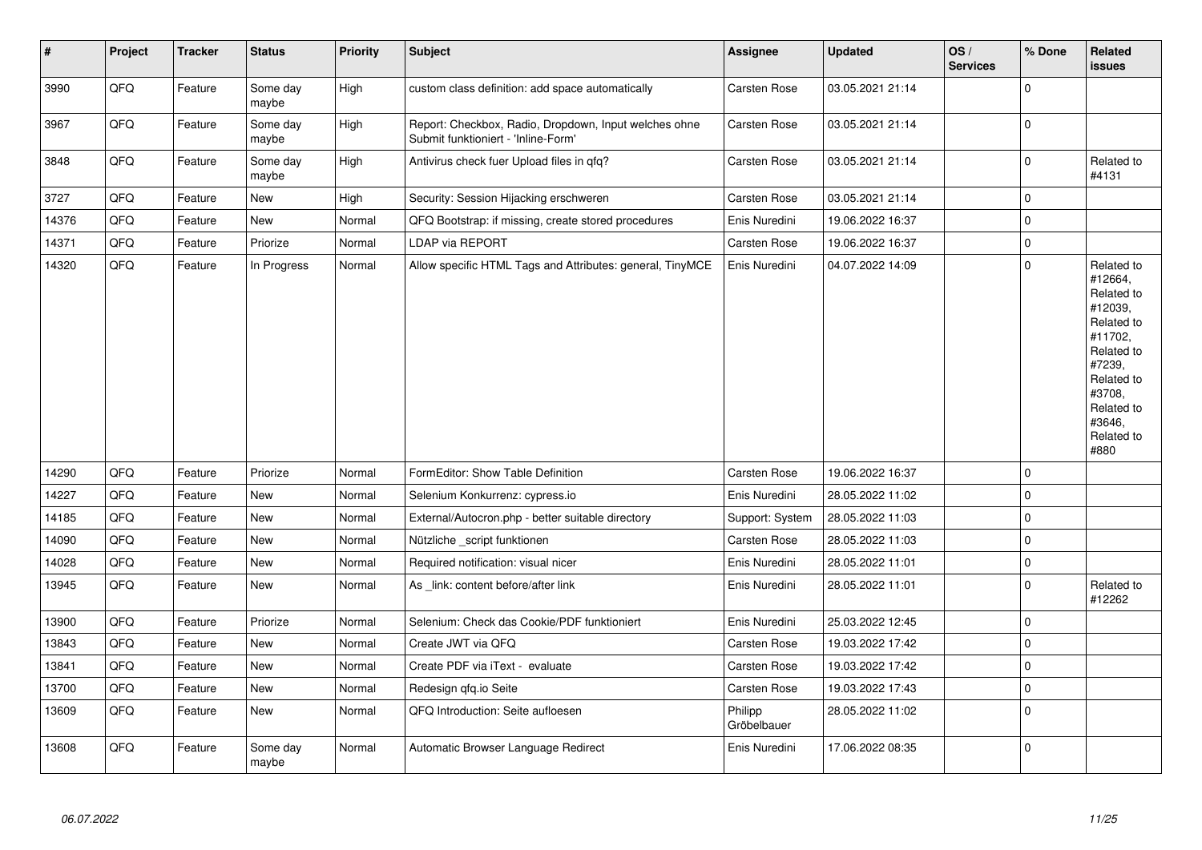| # | Project | Tracker | Status | Priority | Subject | Assignee | Updated | OS / Services | % Done | Related issues |
|---|---|---|---|---|---|---|---|---|---|---|
| 3990 | QFQ | Feature | Some day maybe | High | custom class definition: add space automatically | Carsten Rose | 03.05.2021 21:14 | | 0 | |
| 3967 | QFQ | Feature | Some day maybe | High | Report: Checkbox, Radio, Dropdown, Input welches ohne Submit funktioniert - 'Inline-Form' | Carsten Rose | 03.05.2021 21:14 | | 0 | |
| 3848 | QFQ | Feature | Some day maybe | High | Antivirus check fuer Upload files in qfq? | Carsten Rose | 03.05.2021 21:14 | | 0 | Related to #4131 |
| 3727 | QFQ | Feature | New | High | Security: Session Hijacking erschweren | Carsten Rose | 03.05.2021 21:14 | | 0 | |
| 14376 | QFQ | Feature | New | Normal | QFQ Bootstrap: if missing, create stored procedures | Enis Nuredini | 19.06.2022 16:37 | | 0 | |
| 14371 | QFQ | Feature | Priorize | Normal | LDAP via REPORT | Carsten Rose | 19.06.2022 16:37 | | 0 | |
| 14320 | QFQ | Feature | In Progress | Normal | Allow specific HTML Tags and Attributes: general, TinyMCE | Enis Nuredini | 04.07.2022 14:09 | | 0 | Related to #12664, Related to #12039, Related to #11702, Related to #7239, Related to #3708, Related to #3646, Related to #880 |
| 14290 | QFQ | Feature | Priorize | Normal | FormEditor: Show Table Definition | Carsten Rose | 19.06.2022 16:37 | | 0 | |
| 14227 | QFQ | Feature | New | Normal | Selenium Konkurrenz: cypress.io | Enis Nuredini | 28.05.2022 11:02 | | 0 | |
| 14185 | QFQ | Feature | New | Normal | External/Autocron.php - better suitable directory | Support: System | 28.05.2022 11:03 | | 0 | |
| 14090 | QFQ | Feature | New | Normal | Nützliche _script funktionen | Carsten Rose | 28.05.2022 11:03 | | 0 | |
| 14028 | QFQ | Feature | New | Normal | Required notification: visual nicer | Enis Nuredini | 28.05.2022 11:01 | | 0 | |
| 13945 | QFQ | Feature | New | Normal | As _link: content before/after link | Enis Nuredini | 28.05.2022 11:01 | | 0 | Related to #12262 |
| 13900 | QFQ | Feature | Priorize | Normal | Selenium: Check das Cookie/PDF funktioniert | Enis Nuredini | 25.03.2022 12:45 | | 0 | |
| 13843 | QFQ | Feature | New | Normal | Create JWT via QFQ | Carsten Rose | 19.03.2022 17:42 | | 0 | |
| 13841 | QFQ | Feature | New | Normal | Create PDF via iText - evaluate | Carsten Rose | 19.03.2022 17:42 | | 0 | |
| 13700 | QFQ | Feature | New | Normal | Redesign qfq.io Seite | Carsten Rose | 19.03.2022 17:43 | | 0 | |
| 13609 | QFQ | Feature | New | Normal | QFQ Introduction: Seite aufloesen | Philipp Gröbelbauer | 28.05.2022 11:02 | | 0 | |
| 13608 | QFQ | Feature | Some day maybe | Normal | Automatic Browser Language Redirect | Enis Nuredini | 17.06.2022 08:35 | | 0 | |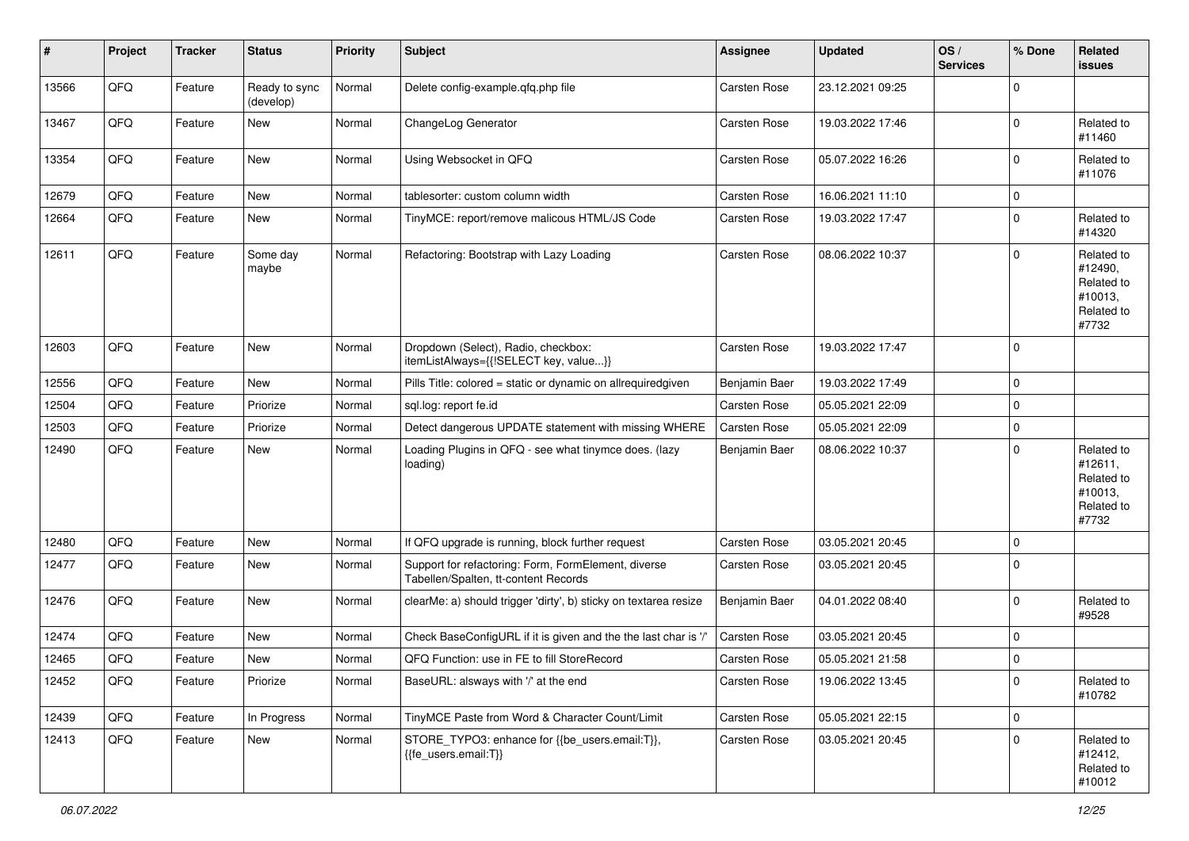| # | Project | Tracker | Status | Priority | Subject | Assignee | Updated | OS / Services | % Done | Related issues |
|---|---|---|---|---|---|---|---|---|---|---|
| 13566 | QFQ | Feature | Ready to sync (develop) | Normal | Delete config-example.qfq.php file | Carsten Rose | 23.12.2021 09:25 | | 0 | |
| 13467 | QFQ | Feature | New | Normal | ChangeLog Generator | Carsten Rose | 19.03.2022 17:46 | | 0 | Related to #11460 |
| 13354 | QFQ | Feature | New | Normal | Using Websocket in QFQ | Carsten Rose | 05.07.2022 16:26 | | 0 | Related to #11076 |
| 12679 | QFQ | Feature | New | Normal | tablesorter: custom column width | Carsten Rose | 16.06.2021 11:10 | | 0 | |
| 12664 | QFQ | Feature | New | Normal | TinyMCE: report/remove malicous HTML/JS Code | Carsten Rose | 19.03.2022 17:47 | | 0 | Related to #14320 |
| 12611 | QFQ | Feature | Some day maybe | Normal | Refactoring: Bootstrap with Lazy Loading | Carsten Rose | 08.06.2022 10:37 | | 0 | Related to #12490, Related to #10013, Related to #7732 |
| 12603 | QFQ | Feature | New | Normal | Dropdown (Select), Radio, checkbox: itemListAlways={{!SELECT key, value...}} | Carsten Rose | 19.03.2022 17:47 | | 0 | |
| 12556 | QFQ | Feature | New | Normal | Pills Title: colored = static or dynamic on allrequiredgiven | Benjamin Baer | 19.03.2022 17:49 | | 0 | |
| 12504 | QFQ | Feature | Priorize | Normal | sql.log: report fe.id | Carsten Rose | 05.05.2021 22:09 | | 0 | |
| 12503 | QFQ | Feature | Priorize | Normal | Detect dangerous UPDATE statement with missing WHERE | Carsten Rose | 05.05.2021 22:09 | | 0 | |
| 12490 | QFQ | Feature | New | Normal | Loading Plugins in QFQ - see what tinymce does. (lazy loading) | Benjamin Baer | 08.06.2022 10:37 | | 0 | Related to #12611, Related to #10013, Related to #7732 |
| 12480 | QFQ | Feature | New | Normal | If QFQ upgrade is running, block further request | Carsten Rose | 03.05.2021 20:45 | | 0 | |
| 12477 | QFQ | Feature | New | Normal | Support for refactoring: Form, FormElement, diverse Tabellen/Spalten, tt-content Records | Carsten Rose | 03.05.2021 20:45 | | 0 | |
| 12476 | QFQ | Feature | New | Normal | clearMe: a) should trigger 'dirty', b) sticky on textarea resize | Benjamin Baer | 04.01.2022 08:40 | | 0 | Related to #9528 |
| 12474 | QFQ | Feature | New | Normal | Check BaseConfigURL if it is given and the the last char is '/' | Carsten Rose | 03.05.2021 20:45 | | 0 | |
| 12465 | QFQ | Feature | New | Normal | QFQ Function: use in FE to fill StoreRecord | Carsten Rose | 05.05.2021 21:58 | | 0 | |
| 12452 | QFQ | Feature | Priorize | Normal | BaseURL: alsways with '/' at the end | Carsten Rose | 19.06.2022 13:45 | | 0 | Related to #10782 |
| 12439 | QFQ | Feature | In Progress | Normal | TinyMCE Paste from Word & Character Count/Limit | Carsten Rose | 05.05.2021 22:15 | | 0 | |
| 12413 | QFQ | Feature | New | Normal | STORE_TYPO3: enhance for {{be_users.email:T}}, {{fe_users.email:T}} | Carsten Rose | 03.05.2021 20:45 | | 0 | Related to #12412, Related to #10012 |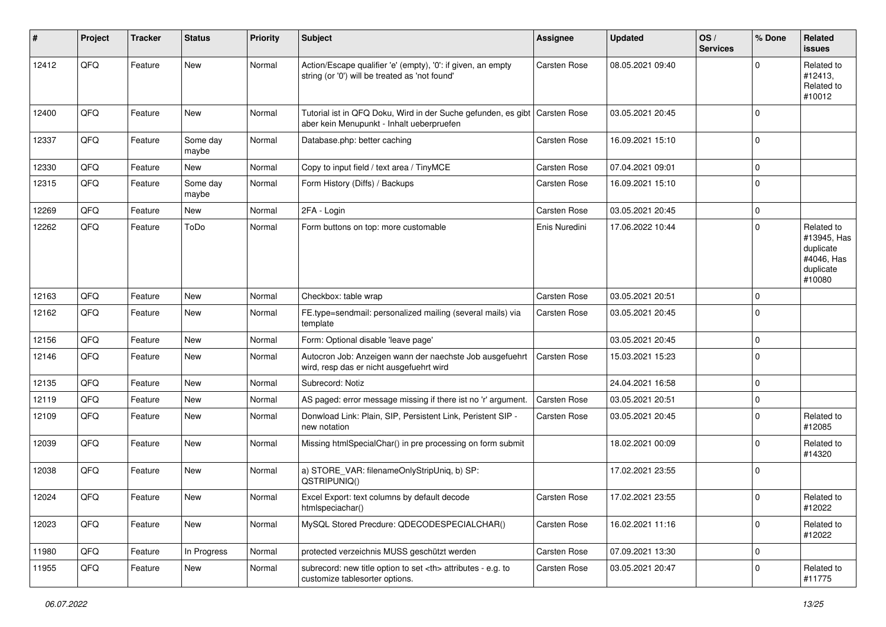| # | Project | Tracker | Status | Priority | Subject | Assignee | Updated | OS / Services | % Done | Related issues |
|---|---|---|---|---|---|---|---|---|---|---|
| 12412 | QFQ | Feature | New | Normal | Action/Escape qualifier 'e' (empty), '0': if given, an empty string (or '0') will be treated as 'not found' | Carsten Rose | 08.05.2021 09:40 | | 0 | Related to #12413, Related to #10012 |
| 12400 | QFQ | Feature | New | Normal | Tutorial ist in QFQ Doku, Wird in der Suche gefunden, es gibt aber kein Menupunkt - Inhalt ueberpruefen | Carsten Rose | 03.05.2021 20:45 | | 0 | |
| 12337 | QFQ | Feature | Some day maybe | Normal | Database.php: better caching | Carsten Rose | 16.09.2021 15:10 | | 0 | |
| 12330 | QFQ | Feature | New | Normal | Copy to input field / text area / TinyMCE | Carsten Rose | 07.04.2021 09:01 | | 0 | |
| 12315 | QFQ | Feature | Some day maybe | Normal | Form History (Diffs) / Backups | Carsten Rose | 16.09.2021 15:10 | | 0 | |
| 12269 | QFQ | Feature | New | Normal | 2FA - Login | Carsten Rose | 03.05.2021 20:45 | | 0 | |
| 12262 | QFQ | Feature | ToDo | Normal | Form buttons on top: more customable | Enis Nuredini | 17.06.2022 10:44 | | 0 | Related to #13945, Has duplicate #4046, Has duplicate #10080 |
| 12163 | QFQ | Feature | New | Normal | Checkbox: table wrap | Carsten Rose | 03.05.2021 20:51 | | 0 | |
| 12162 | QFQ | Feature | New | Normal | FE.type=sendmail: personalized mailing (several mails) via template | Carsten Rose | 03.05.2021 20:45 | | 0 | |
| 12156 | QFQ | Feature | New | Normal | Form: Optional disable 'leave page' | | 03.05.2021 20:45 | | 0 | |
| 12146 | QFQ | Feature | New | Normal | Autocron Job: Anzeigen wann der naechste Job ausgefuehrt wird, resp das er nicht ausgefuehrt wird | Carsten Rose | 15.03.2021 15:23 | | 0 | |
| 12135 | QFQ | Feature | New | Normal | Subrecord: Notiz | | 24.04.2021 16:58 | | 0 | |
| 12119 | QFQ | Feature | New | Normal | AS paged: error message missing if there ist no 'r' argument. | Carsten Rose | 03.05.2021 20:51 | | 0 | |
| 12109 | QFQ | Feature | New | Normal | Donwload Link: Plain, SIP, Persistent Link, Peristent SIP - new notation | Carsten Rose | 03.05.2021 20:45 | | 0 | Related to #12085 |
| 12039 | QFQ | Feature | New | Normal | Missing htmlSpecialChar() in pre processing on form submit | | 18.02.2021 00:09 | | 0 | Related to #14320 |
| 12038 | QFQ | Feature | New | Normal | a) STORE_VAR: filenameOnlyStripUniq, b) SP: QSTRIPUNIQ() | | 17.02.2021 23:55 | | 0 | |
| 12024 | QFQ | Feature | New | Normal | Excel Export: text columns by default decode htmlspeciachar() | Carsten Rose | 17.02.2021 23:55 | | 0 | Related to #12022 |
| 12023 | QFQ | Feature | New | Normal | MySQL Stored Precdure: QDECODESPECIALCHAR() | Carsten Rose | 16.02.2021 11:16 | | 0 | Related to #12022 |
| 11980 | QFQ | Feature | In Progress | Normal | protected verzeichnis MUSS geschützt werden | Carsten Rose | 07.09.2021 13:30 | | 0 | |
| 11955 | QFQ | Feature | New | Normal | subrecord: new title option to set <th> attributes - e.g. to customize tablesorter options. | Carsten Rose | 03.05.2021 20:47 | | 0 | Related to #11775 |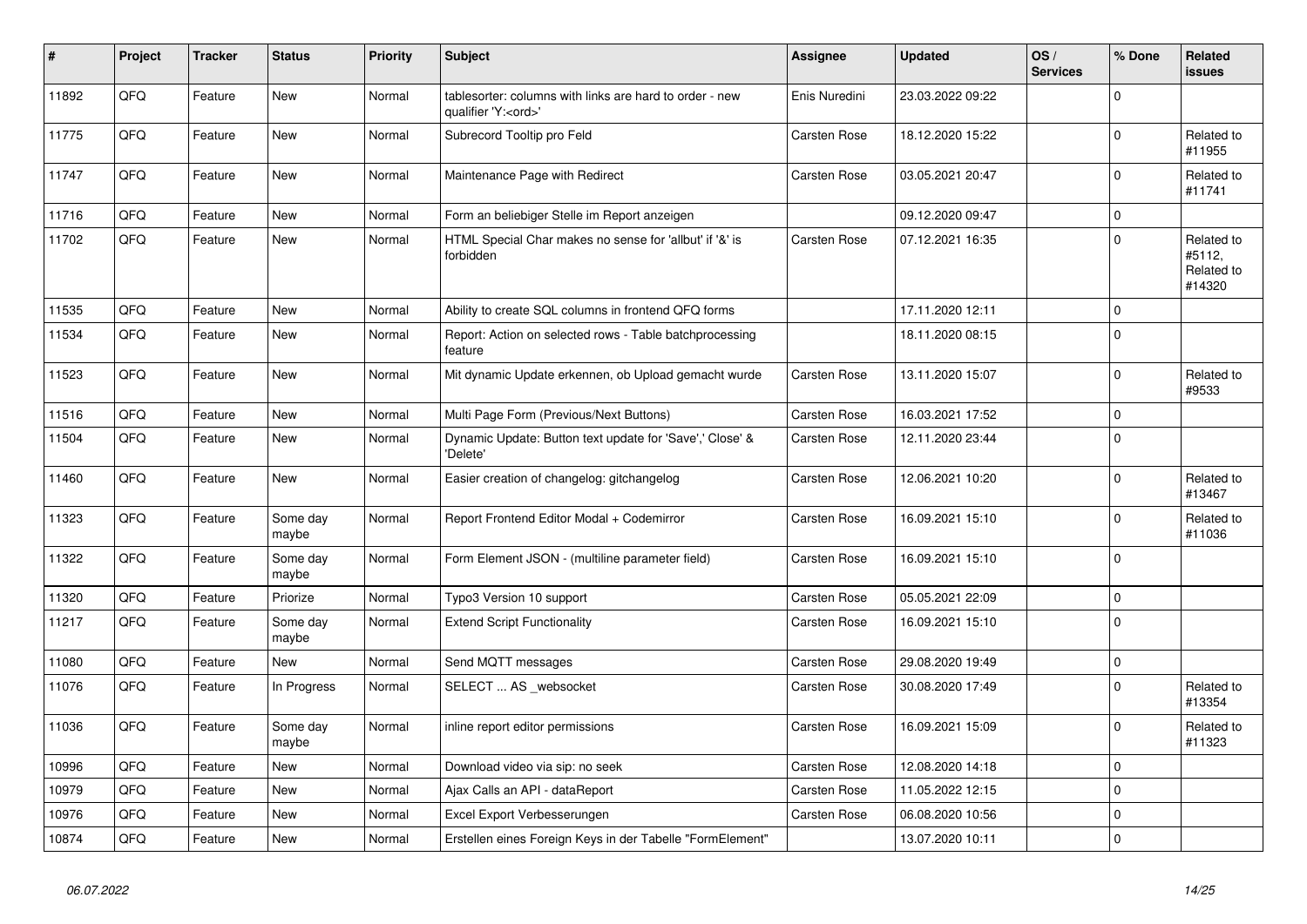| # | Project | Tracker | Status | Priority | Subject | Assignee | Updated | OS / Services | % Done | Related issues |
|---|---|---|---|---|---|---|---|---|---|---|
| 11892 | QFQ | Feature | New | Normal | tablesorter: columns with links are hard to order - new qualifier 'Y:<ord>' | Enis Nuredini | 23.03.2022 09:22 | | 0 | |
| 11775 | QFQ | Feature | New | Normal | Subrecord Tooltip pro Feld | Carsten Rose | 18.12.2020 15:22 | | 0 | Related to #11955 |
| 11747 | QFQ | Feature | New | Normal | Maintenance Page with Redirect | Carsten Rose | 03.05.2021 20:47 | | 0 | Related to #11741 |
| 11716 | QFQ | Feature | New | Normal | Form an beliebiger Stelle im Report anzeigen | | 09.12.2020 09:47 | | 0 | |
| 11702 | QFQ | Feature | New | Normal | HTML Special Char makes no sense for 'allbut' if '&' is forbidden | Carsten Rose | 07.12.2021 16:35 | | 0 | Related to #5112, Related to #14320 |
| 11535 | QFQ | Feature | New | Normal | Ability to create SQL columns in frontend QFQ forms | | 17.11.2020 12:11 | | 0 | |
| 11534 | QFQ | Feature | New | Normal | Report: Action on selected rows - Table batchprocessing feature | | 18.11.2020 08:15 | | 0 | |
| 11523 | QFQ | Feature | New | Normal | Mit dynamic Update erkennen, ob Upload gemacht wurde | Carsten Rose | 13.11.2020 15:07 | | 0 | Related to #9533 |
| 11516 | QFQ | Feature | New | Normal | Multi Page Form (Previous/Next Buttons) | Carsten Rose | 16.03.2021 17:52 | | 0 | |
| 11504 | QFQ | Feature | New | Normal | Dynamic Update: Button text update for 'Save',' Close' & 'Delete' | Carsten Rose | 12.11.2020 23:44 | | 0 | |
| 11460 | QFQ | Feature | New | Normal | Easier creation of changelog: gitchangelog | Carsten Rose | 12.06.2021 10:20 | | 0 | Related to #13467 |
| 11323 | QFQ | Feature | Some day maybe | Normal | Report Frontend Editor Modal + Codemirror | Carsten Rose | 16.09.2021 15:10 | | 0 | Related to #11036 |
| 11322 | QFQ | Feature | Some day maybe | Normal | Form Element JSON - (multiline parameter field) | Carsten Rose | 16.09.2021 15:10 | | 0 | |
| 11320 | QFQ | Feature | Priorize | Normal | Typo3 Version 10 support | Carsten Rose | 05.05.2021 22:09 | | 0 | |
| 11217 | QFQ | Feature | Some day maybe | Normal | Extend Script Functionality | Carsten Rose | 16.09.2021 15:10 | | 0 | |
| 11080 | QFQ | Feature | New | Normal | Send MQTT messages | Carsten Rose | 29.08.2020 19:49 | | 0 | |
| 11076 | QFQ | Feature | In Progress | Normal | SELECT ... AS _websocket | Carsten Rose | 30.08.2020 17:49 | | 0 | Related to #13354 |
| 11036 | QFQ | Feature | Some day maybe | Normal | inline report editor permissions | Carsten Rose | 16.09.2021 15:09 | | 0 | Related to #11323 |
| 10996 | QFQ | Feature | New | Normal | Download video via sip: no seek | Carsten Rose | 12.08.2020 14:18 | | 0 | |
| 10979 | QFQ | Feature | New | Normal | Ajax Calls an API - dataReport | Carsten Rose | 11.05.2022 12:15 | | 0 | |
| 10976 | QFQ | Feature | New | Normal | Excel Export Verbesserungen | Carsten Rose | 06.08.2020 10:56 | | 0 | |
| 10874 | QFQ | Feature | New | Normal | Erstellen eines Foreign Keys in der Tabelle "FormElement" | | 13.07.2020 10:11 | | 0 | |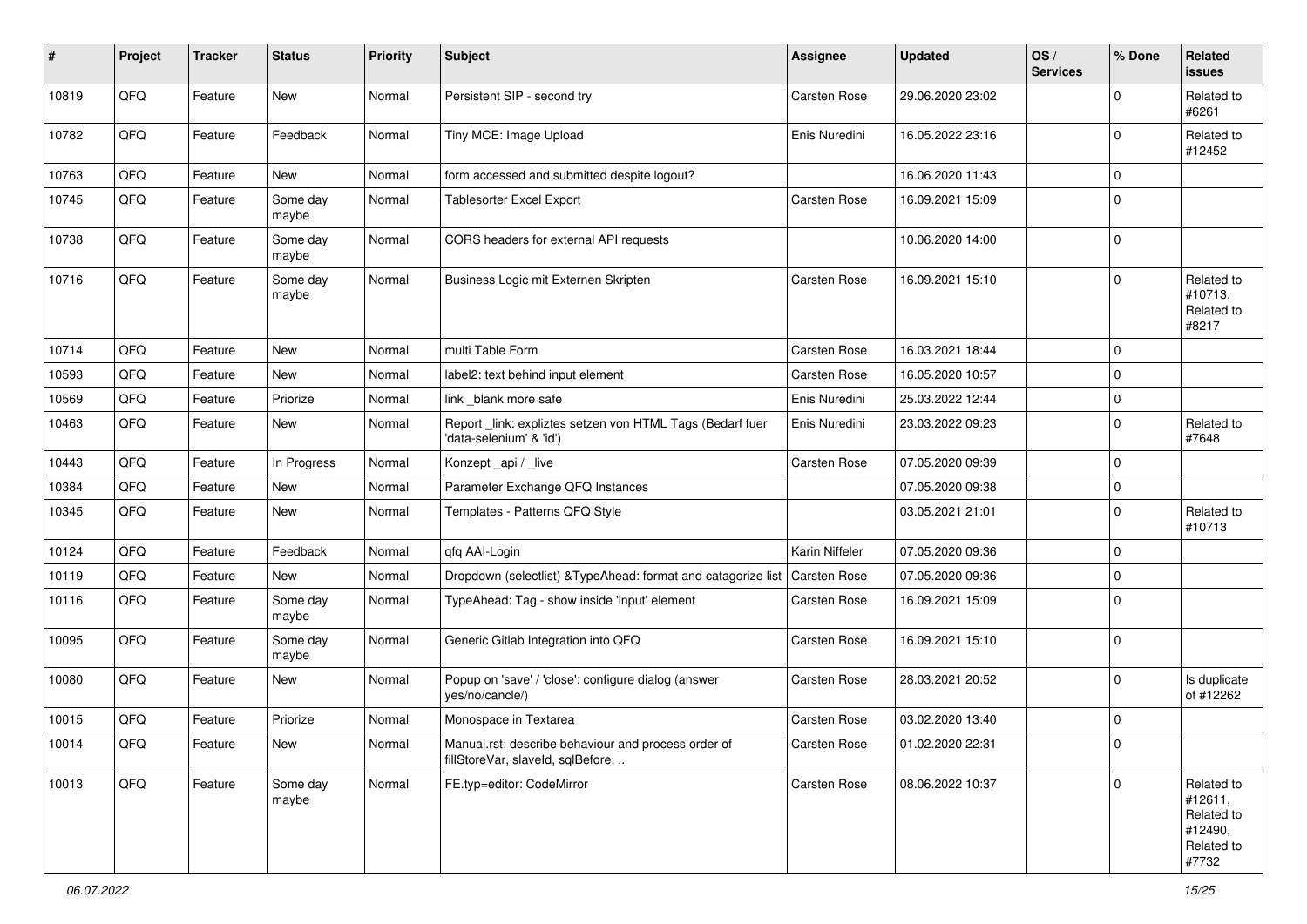| # | Project | Tracker | Status | Priority | Subject | Assignee | Updated | OS / Services | % Done | Related issues |
|---|---|---|---|---|---|---|---|---|---|---|
| 10819 | QFQ | Feature | New | Normal | Persistent SIP - second try | Carsten Rose | 29.06.2020 23:02 | | 0 | Related to #6261 |
| 10782 | QFQ | Feature | Feedback | Normal | Tiny MCE: Image Upload | Enis Nuredini | 16.05.2022 23:16 | | 0 | Related to #12452 |
| 10763 | QFQ | Feature | New | Normal | form accessed and submitted despite logout? | | 16.06.2020 11:43 | | 0 | |
| 10745 | QFQ | Feature | Some day maybe | Normal | Tablesorter Excel Export | Carsten Rose | 16.09.2021 15:09 | | 0 | |
| 10738 | QFQ | Feature | Some day maybe | Normal | CORS headers for external API requests | | 10.06.2020 14:00 | | 0 | |
| 10716 | QFQ | Feature | Some day maybe | Normal | Business Logic mit Externen Skripten | Carsten Rose | 16.09.2021 15:10 | | 0 | Related to #10713, Related to #8217 |
| 10714 | QFQ | Feature | New | Normal | multi Table Form | Carsten Rose | 16.03.2021 18:44 | | 0 | |
| 10593 | QFQ | Feature | New | Normal | label2: text behind input element | Carsten Rose | 16.05.2020 10:57 | | 0 | |
| 10569 | QFQ | Feature | Priorize | Normal | link _blank more safe | Enis Nuredini | 25.03.2022 12:44 | | 0 | |
| 10463 | QFQ | Feature | New | Normal | Report _link: expliztes setzen von HTML Tags (Bedarf fuer 'data-selenium' & 'id') | Enis Nuredini | 23.03.2022 09:23 | | 0 | Related to #7648 |
| 10443 | QFQ | Feature | In Progress | Normal | Konzept _api / _live | Carsten Rose | 07.05.2020 09:39 | | 0 | |
| 10384 | QFQ | Feature | New | Normal | Parameter Exchange QFQ Instances | | 07.05.2020 09:38 | | 0 | |
| 10345 | QFQ | Feature | New | Normal | Templates - Patterns QFQ Style | | 03.05.2021 21:01 | | 0 | Related to #10713 |
| 10124 | QFQ | Feature | Feedback | Normal | qfq AAI-Login | Karin Niffeler | 07.05.2020 09:36 | | 0 | |
| 10119 | QFQ | Feature | New | Normal | Dropdown (selectlist) &TypeAhead: format and catagorize list | Carsten Rose | 07.05.2020 09:36 | | 0 | |
| 10116 | QFQ | Feature | Some day maybe | Normal | TypeAhead: Tag - show inside 'input' element | Carsten Rose | 16.09.2021 15:09 | | 0 | |
| 10095 | QFQ | Feature | Some day maybe | Normal | Generic Gitlab Integration into QFQ | Carsten Rose | 16.09.2021 15:10 | | 0 | |
| 10080 | QFQ | Feature | New | Normal | Popup on 'save' / 'close': configure dialog (answer yes/no/cancle/) | Carsten Rose | 28.03.2021 20:52 | | 0 | Is duplicate of #12262 |
| 10015 | QFQ | Feature | Priorize | Normal | Monospace in Textarea | Carsten Rose | 03.02.2020 13:40 | | 0 | |
| 10014 | QFQ | Feature | New | Normal | Manual.rst: describe behaviour and process order of fillStoreVar, slaveId, sqlBefore, .. | Carsten Rose | 01.02.2020 22:31 | | 0 | |
| 10013 | QFQ | Feature | Some day maybe | Normal | FE.typ=editor: CodeMirror | Carsten Rose | 08.06.2022 10:37 | | 0 | Related to #12611, Related to #12490, Related to #7732 |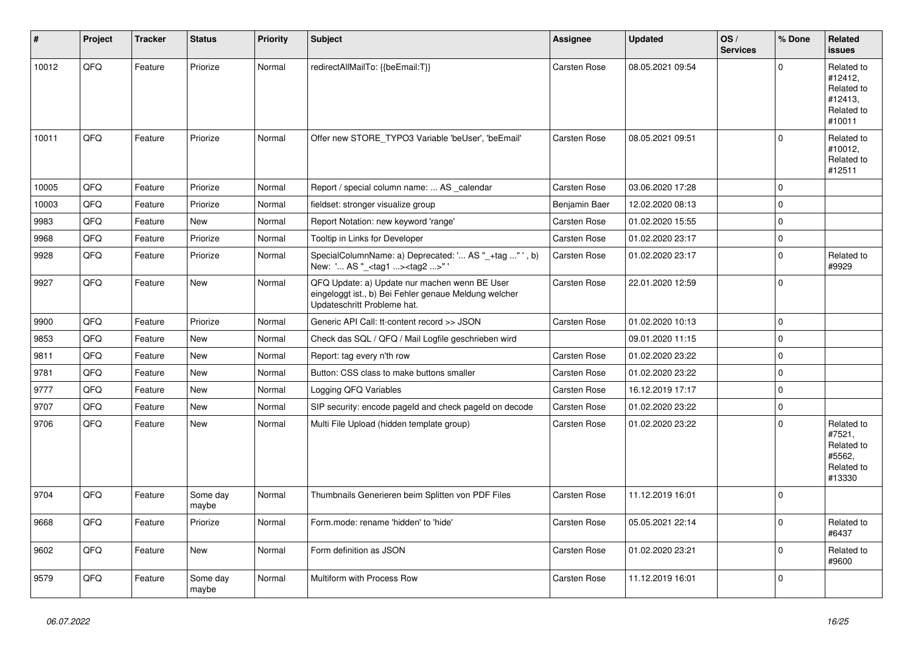| # | Project | Tracker | Status | Priority | Subject | Assignee | Updated | OS / Services | % Done | Related issues |
|---|---|---|---|---|---|---|---|---|---|---|
| 10012 | QFQ | Feature | Priorize | Normal | redirectAllMailTo: {{beEmail:T}} | Carsten Rose | 08.05.2021 09:54 | | 0 | Related to #12412, Related to #12413, Related to #10011 |
| 10011 | QFQ | Feature | Priorize | Normal | Offer new STORE_TYPO3 Variable 'beUser', 'beEmail' | Carsten Rose | 08.05.2021 09:51 | | 0 | Related to #10012, Related to #12511 |
| 10005 | QFQ | Feature | Priorize | Normal | Report / special column name: ... AS _calendar | Carsten Rose | 03.06.2020 17:28 | | 0 | |
| 10003 | QFQ | Feature | Priorize | Normal | fieldset: stronger visualize group | Benjamin Baer | 12.02.2020 08:13 | | 0 | |
| 9983 | QFQ | Feature | New | Normal | Report Notation: new keyword 'range' | Carsten Rose | 01.02.2020 15:55 | | 0 | |
| 9968 | QFQ | Feature | Priorize | Normal | Tooltip in Links for Developer | Carsten Rose | 01.02.2020 23:17 | | 0 | |
| 9928 | QFQ | Feature | Priorize | Normal | SpecialColumnName: a) Deprecated: '... AS "_+tag ..." ', b) New: '... AS "_<tag1 ...><tag2 ...>" ' | Carsten Rose | 01.02.2020 23:17 | | 0 | Related to #9929 |
| 9927 | QFQ | Feature | New | Normal | QFQ Update: a) Update nur machen wenn BE User eingeloggt ist., b) Bei Fehler genaue Meldung welcher Updateschritt Probleme hat. | Carsten Rose | 22.01.2020 12:59 | | 0 | |
| 9900 | QFQ | Feature | Priorize | Normal | Generic API Call: tt-content record >> JSON | Carsten Rose | 01.02.2020 10:13 | | 0 | |
| 9853 | QFQ | Feature | New | Normal | Check das SQL / QFQ / Mail Logfile geschrieben wird | | 09.01.2020 11:15 | | 0 | |
| 9811 | QFQ | Feature | New | Normal | Report: tag every n'th row | Carsten Rose | 01.02.2020 23:22 | | 0 | |
| 9781 | QFQ | Feature | New | Normal | Button: CSS class to make buttons smaller | Carsten Rose | 01.02.2020 23:22 | | 0 | |
| 9777 | QFQ | Feature | New | Normal | Logging QFQ Variables | Carsten Rose | 16.12.2019 17:17 | | 0 | |
| 9707 | QFQ | Feature | New | Normal | SIP security: encode pageId and check pageId on decode | Carsten Rose | 01.02.2020 23:22 | | 0 | |
| 9706 | QFQ | Feature | New | Normal | Multi File Upload (hidden template group) | Carsten Rose | 01.02.2020 23:22 | | 0 | Related to #7521, Related to #5562, Related to #13330 |
| 9704 | QFQ | Feature | Some day maybe | Normal | Thumbnails Generieren beim Splitten von PDF Files | Carsten Rose | 11.12.2019 16:01 | | 0 | |
| 9668 | QFQ | Feature | Priorize | Normal | Form.mode: rename 'hidden' to 'hide' | Carsten Rose | 05.05.2021 22:14 | | 0 | Related to #6437 |
| 9602 | QFQ | Feature | New | Normal | Form definition as JSON | Carsten Rose | 01.02.2020 23:21 | | 0 | Related to #9600 |
| 9579 | QFQ | Feature | Some day maybe | Normal | Multiform with Process Row | Carsten Rose | 11.12.2019 16:01 | | 0 | |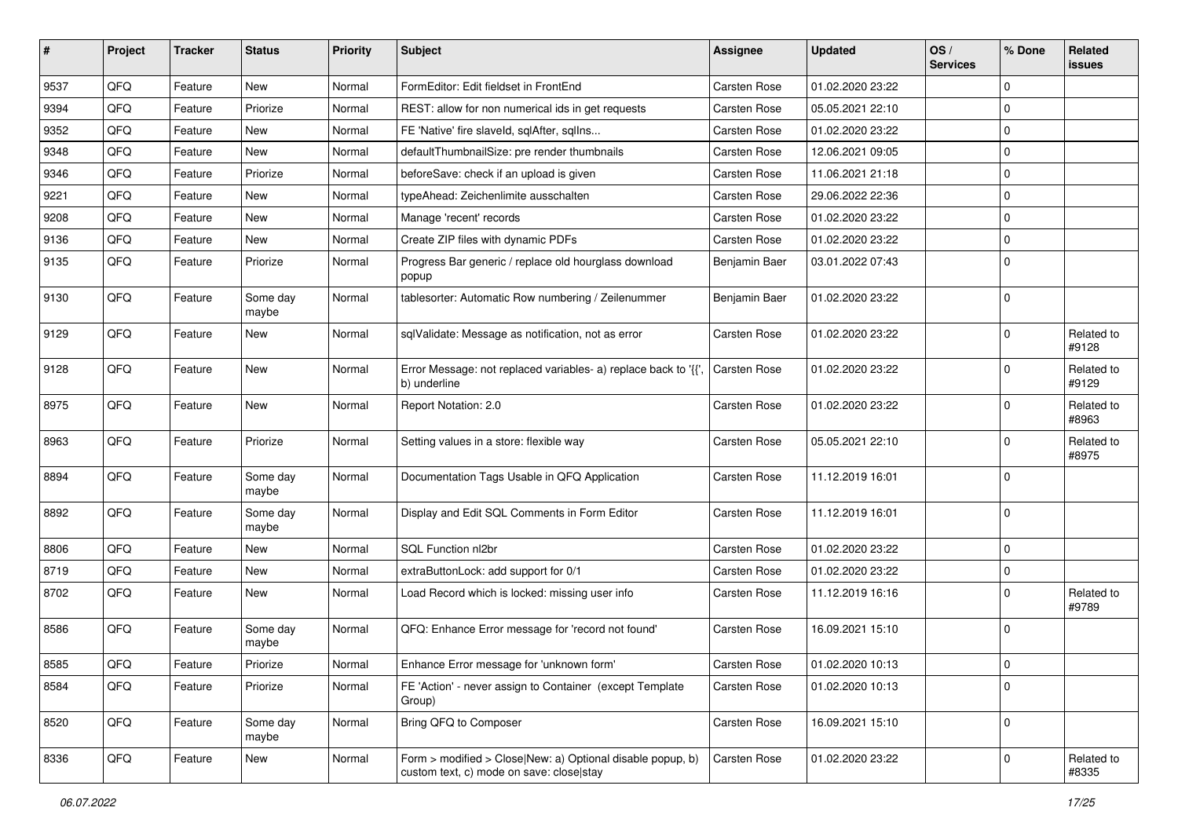| # | Project | Tracker | Status | Priority | Subject | Assignee | Updated | OS / Services | % Done | Related issues |
|---|---|---|---|---|---|---|---|---|---|---|
| 9537 | QFQ | Feature | New | Normal | FormEditor: Edit fieldset in FrontEnd | Carsten Rose | 01.02.2020 23:22 | | 0 | |
| 9394 | QFQ | Feature | Priorize | Normal | REST: allow for non numerical ids in get requests | Carsten Rose | 05.05.2021 22:10 | | 0 | |
| 9352 | QFQ | Feature | New | Normal | FE 'Native' fire slaveId, sqlAfter, sqlIns... | Carsten Rose | 01.02.2020 23:22 | | 0 | |
| 9348 | QFQ | Feature | New | Normal | defaultThumbnailSize: pre render thumbnails | Carsten Rose | 12.06.2021 09:05 | | 0 | |
| 9346 | QFQ | Feature | Priorize | Normal | beforeSave: check if an upload is given | Carsten Rose | 11.06.2021 21:18 | | 0 | |
| 9221 | QFQ | Feature | New | Normal | typeAhead: Zeichenlimite ausschalten | Carsten Rose | 29.06.2022 22:36 | | 0 | |
| 9208 | QFQ | Feature | New | Normal | Manage 'recent' records | Carsten Rose | 01.02.2020 23:22 | | 0 | |
| 9136 | QFQ | Feature | New | Normal | Create ZIP files with dynamic PDFs | Carsten Rose | 01.02.2020 23:22 | | 0 | |
| 9135 | QFQ | Feature | Priorize | Normal | Progress Bar generic / replace old hourglass download popup | Benjamin Baer | 03.01.2022 07:43 | | 0 | |
| 9130 | QFQ | Feature | Some day maybe | Normal | tablesorter: Automatic Row numbering / Zeilenummer | Benjamin Baer | 01.02.2020 23:22 | | 0 | |
| 9129 | QFQ | Feature | New | Normal | sqlValidate: Message as notification, not as error | Carsten Rose | 01.02.2020 23:22 | | 0 | Related to #9128 |
| 9128 | QFQ | Feature | New | Normal | Error Message: not replaced variables- a) replace back to '{{', b) underline | Carsten Rose | 01.02.2020 23:22 | | 0 | Related to #9129 |
| 8975 | QFQ | Feature | New | Normal | Report Notation: 2.0 | Carsten Rose | 01.02.2020 23:22 | | 0 | Related to #8963 |
| 8963 | QFQ | Feature | Priorize | Normal | Setting values in a store: flexible way | Carsten Rose | 05.05.2021 22:10 | | 0 | Related to #8975 |
| 8894 | QFQ | Feature | Some day maybe | Normal | Documentation Tags Usable in QFQ Application | Carsten Rose | 11.12.2019 16:01 | | 0 | |
| 8892 | QFQ | Feature | Some day maybe | Normal | Display and Edit SQL Comments in Form Editor | Carsten Rose | 11.12.2019 16:01 | | 0 | |
| 8806 | QFQ | Feature | New | Normal | SQL Function nl2br | Carsten Rose | 01.02.2020 23:22 | | 0 | |
| 8719 | QFQ | Feature | New | Normal | extraButtonLock: add support for 0/1 | Carsten Rose | 01.02.2020 23:22 | | 0 | |
| 8702 | QFQ | Feature | New | Normal | Load Record which is locked: missing user info | Carsten Rose | 11.12.2019 16:16 | | 0 | Related to #9789 |
| 8586 | QFQ | Feature | Some day maybe | Normal | QFQ: Enhance Error message for 'record not found' | Carsten Rose | 16.09.2021 15:10 | | 0 | |
| 8585 | QFQ | Feature | Priorize | Normal | Enhance Error message for 'unknown form' | Carsten Rose | 01.02.2020 10:13 | | 0 | |
| 8584 | QFQ | Feature | Priorize | Normal | FE 'Action' - never assign to Container (except Template Group) | Carsten Rose | 01.02.2020 10:13 | | 0 | |
| 8520 | QFQ | Feature | Some day maybe | Normal | Bring QFQ to Composer | Carsten Rose | 16.09.2021 15:10 | | 0 | |
| 8336 | QFQ | Feature | New | Normal | Form > modified > Close\|New: a) Optional disable popup, b) custom text, c) mode on save: close\|stay | Carsten Rose | 01.02.2020 23:22 | | 0 | Related to #8335 |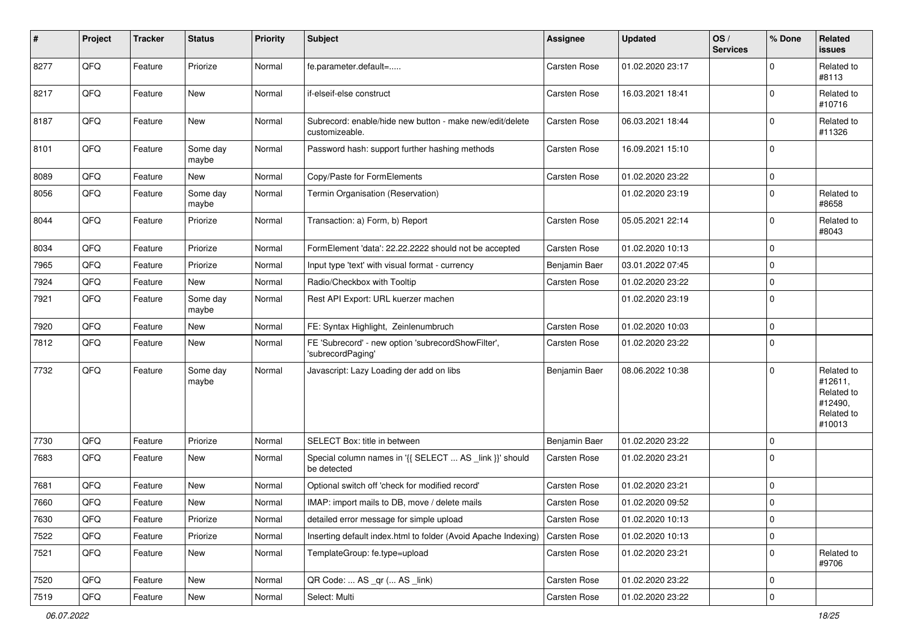| # | Project | Tracker | Status | Priority | Subject | Assignee | Updated | OS / Services | % Done | Related issues |
|---|---|---|---|---|---|---|---|---|---|---|
| 8277 | QFQ | Feature | Priorize | Normal | fe.parameter.default=..... | Carsten Rose | 01.02.2020 23:17 | | 0 | Related to #8113 |
| 8217 | QFQ | Feature | New | Normal | if-elseif-else construct | Carsten Rose | 16.03.2021 18:41 | | 0 | Related to #10716 |
| 8187 | QFQ | Feature | New | Normal | Subrecord: enable/hide new button - make new/edit/delete customizeable. | Carsten Rose | 06.03.2021 18:44 | | 0 | Related to #11326 |
| 8101 | QFQ | Feature | Some day maybe | Normal | Password hash: support further hashing methods | Carsten Rose | 16.09.2021 15:10 | | 0 | |
| 8089 | QFQ | Feature | New | Normal | Copy/Paste for FormElements | Carsten Rose | 01.02.2020 23:22 | | 0 | |
| 8056 | QFQ | Feature | Some day maybe | Normal | Termin Organisation (Reservation) | | 01.02.2020 23:19 | | 0 | Related to #8658 |
| 8044 | QFQ | Feature | Priorize | Normal | Transaction: a) Form, b) Report | Carsten Rose | 05.05.2021 22:14 | | 0 | Related to #8043 |
| 8034 | QFQ | Feature | Priorize | Normal | FormElement 'data': 22.22.2222 should not be accepted | Carsten Rose | 01.02.2020 10:13 | | 0 | |
| 7965 | QFQ | Feature | Priorize | Normal | Input type 'text' with visual format - currency | Benjamin Baer | 03.01.2022 07:45 | | 0 | |
| 7924 | QFQ | Feature | New | Normal | Radio/Checkbox with Tooltip | Carsten Rose | 01.02.2020 23:22 | | 0 | |
| 7921 | QFQ | Feature | Some day maybe | Normal | Rest API Export: URL kuerzer machen | | 01.02.2020 23:19 | | 0 | |
| 7920 | QFQ | Feature | New | Normal | FE: Syntax Highlight, Zeinlenumbruch | Carsten Rose | 01.02.2020 10:03 | | 0 | |
| 7812 | QFQ | Feature | New | Normal | FE 'Subrecord' - new option 'subrecordShowFilter', 'subrecordPaging' | Carsten Rose | 01.02.2020 23:22 | | 0 | |
| 7732 | QFQ | Feature | Some day maybe | Normal | Javascript: Lazy Loading der add on libs | Benjamin Baer | 08.06.2022 10:38 | | 0 | Related to #12611, Related to #12490, Related to #10013 |
| 7730 | QFQ | Feature | Priorize | Normal | SELECT Box: title in between | Benjamin Baer | 01.02.2020 23:22 | | 0 | |
| 7683 | QFQ | Feature | New | Normal | Special column names in '{{ SELECT ... AS _link }}' should be detected | Carsten Rose | 01.02.2020 23:21 | | 0 | |
| 7681 | QFQ | Feature | New | Normal | Optional switch off 'check for modified record' | Carsten Rose | 01.02.2020 23:21 | | 0 | |
| 7660 | QFQ | Feature | New | Normal | IMAP: import mails to DB, move / delete mails | Carsten Rose | 01.02.2020 09:52 | | 0 | |
| 7630 | QFQ | Feature | Priorize | Normal | detailed error message for simple upload | Carsten Rose | 01.02.2020 10:13 | | 0 | |
| 7522 | QFQ | Feature | Priorize | Normal | Inserting default index.html to folder (Avoid Apache Indexing) | Carsten Rose | 01.02.2020 10:13 | | 0 | |
| 7521 | QFQ | Feature | New | Normal | TemplateGroup: fe.type=upload | Carsten Rose | 01.02.2020 23:21 | | 0 | Related to #9706 |
| 7520 | QFQ | Feature | New | Normal | QR Code: ... AS _qr ( ... AS _link) | Carsten Rose | 01.02.2020 23:22 | | 0 | |
| 7519 | QFQ | Feature | New | Normal | Select: Multi | Carsten Rose | 01.02.2020 23:22 | | 0 | |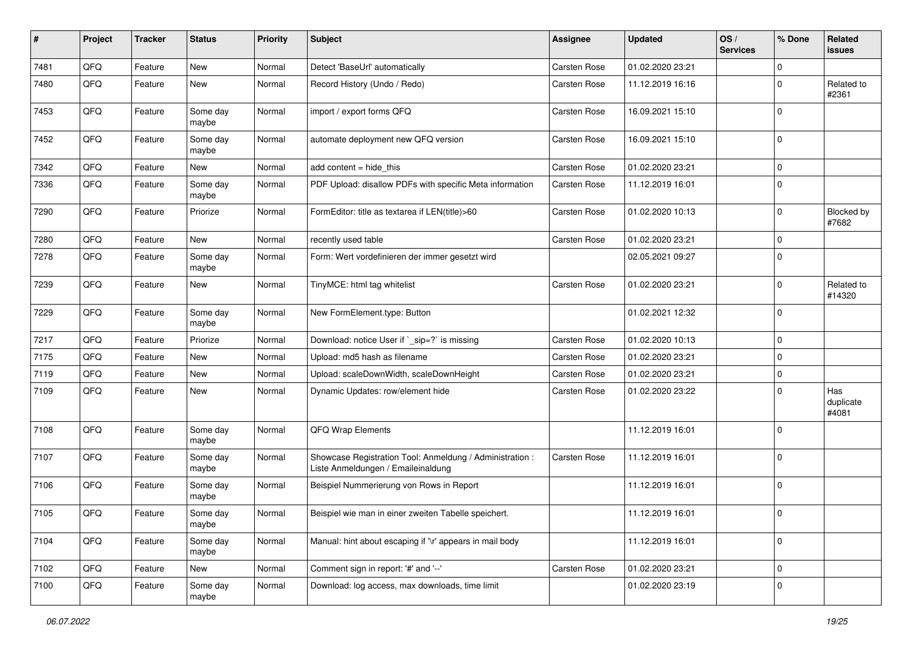| # | Project | Tracker | Status | Priority | Subject | Assignee | Updated | OS / Services | % Done | Related issues |
|---|---|---|---|---|---|---|---|---|---|---|
| 7481 | QFQ | Feature | New | Normal | Detect 'BaseUrl' automatically | Carsten Rose | 01.02.2020 23:21 | | 0 | |
| 7480 | QFQ | Feature | New | Normal | Record History (Undo / Redo) | Carsten Rose | 11.12.2019 16:16 | | 0 | Related to #2361 |
| 7453 | QFQ | Feature | Some day maybe | Normal | import / export forms QFQ | Carsten Rose | 16.09.2021 15:10 | | 0 | |
| 7452 | QFQ | Feature | Some day maybe | Normal | automate deployment new QFQ version | Carsten Rose | 16.09.2021 15:10 | | 0 | |
| 7342 | QFQ | Feature | New | Normal | add content = hide_this | Carsten Rose | 01.02.2020 23:21 | | 0 | |
| 7336 | QFQ | Feature | Some day maybe | Normal | PDF Upload: disallow PDFs with specific Meta information | Carsten Rose | 11.12.2019 16:01 | | 0 | |
| 7290 | QFQ | Feature | Priorize | Normal | FormEditor: title as textarea if LEN(title)>60 | Carsten Rose | 01.02.2020 10:13 | | 0 | Blocked by #7682 |
| 7280 | QFQ | Feature | New | Normal | recently used table | Carsten Rose | 01.02.2020 23:21 | | 0 | |
| 7278 | QFQ | Feature | Some day maybe | Normal | Form: Wert vordefinieren der immer gesetzt wird | | 02.05.2021 09:27 | | 0 | |
| 7239 | QFQ | Feature | New | Normal | TinyMCE: html tag whitelist | Carsten Rose | 01.02.2020 23:21 | | 0 | Related to #14320 |
| 7229 | QFQ | Feature | Some day maybe | Normal | New FormElement.type: Button | | 01.02.2021 12:32 | | 0 | |
| 7217 | QFQ | Feature | Priorize | Normal | Download: notice User if `_sip=?` is missing | Carsten Rose | 01.02.2020 10:13 | | 0 | |
| 7175 | QFQ | Feature | New | Normal | Upload: md5 hash as filename | Carsten Rose | 01.02.2020 23:21 | | 0 | |
| 7119 | QFQ | Feature | New | Normal | Upload: scaleDownWidth, scaleDownHeight | Carsten Rose | 01.02.2020 23:21 | | 0 | |
| 7109 | QFQ | Feature | New | Normal | Dynamic Updates: row/element hide | Carsten Rose | 01.02.2020 23:22 | | 0 | Has duplicate #4081 |
| 7108 | QFQ | Feature | Some day maybe | Normal | QFQ Wrap Elements | | 11.12.2019 16:01 | | 0 | |
| 7107 | QFQ | Feature | Some day maybe | Normal | Showcase Registration Tool: Anmeldung / Administration : Liste Anmeldungen / Emaileinaldung | Carsten Rose | 11.12.2019 16:01 | | 0 | |
| 7106 | QFQ | Feature | Some day maybe | Normal | Beispiel Nummerierung von Rows in Report | | 11.12.2019 16:01 | | 0 | |
| 7105 | QFQ | Feature | Some day maybe | Normal | Beispiel wie man in einer zweiten Tabelle speichert. | | 11.12.2019 16:01 | | 0 | |
| 7104 | QFQ | Feature | Some day maybe | Normal | Manual: hint about escaping if '\r' appears in mail body | | 11.12.2019 16:01 | | 0 | |
| 7102 | QFQ | Feature | New | Normal | Comment sign in report: '#' and '--' | Carsten Rose | 01.02.2020 23:21 | | 0 | |
| 7100 | QFQ | Feature | Some day maybe | Normal | Download: log access, max downloads, time limit | | 01.02.2020 23:19 | | 0 | |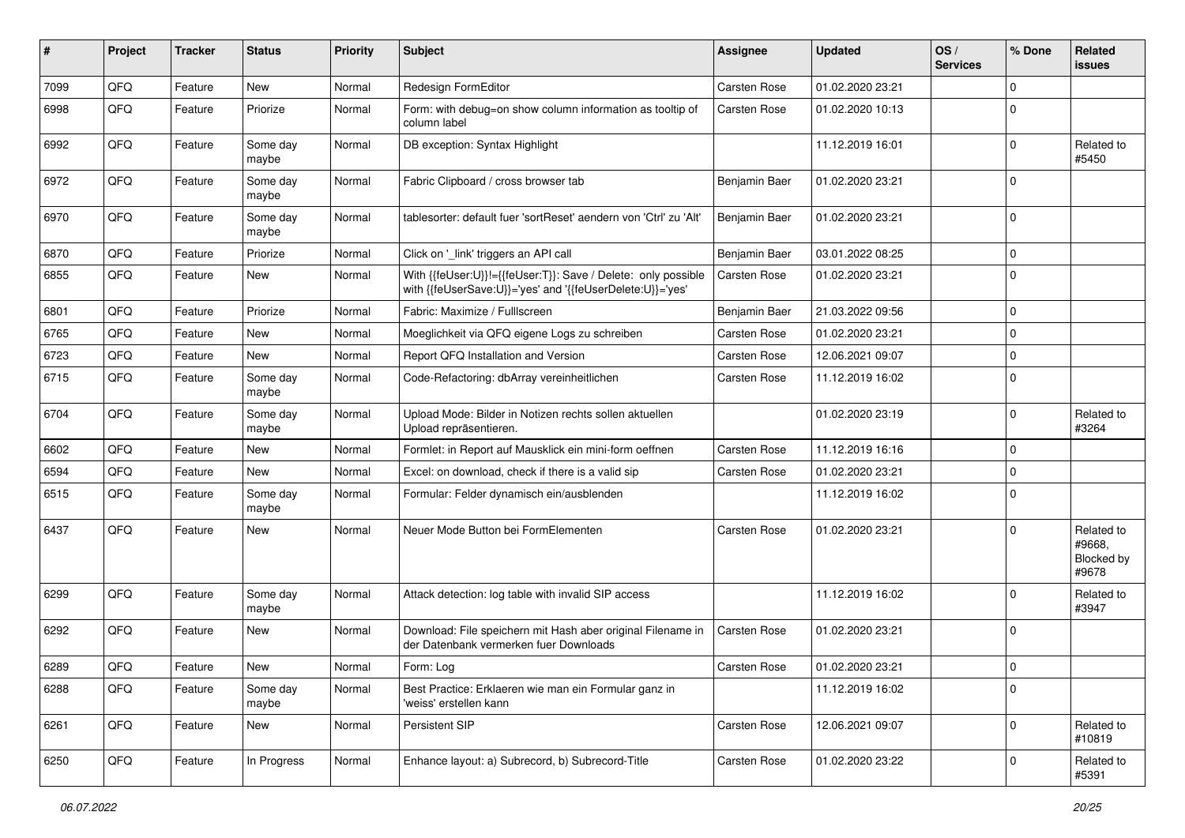| # | Project | Tracker | Status | Priority | Subject | Assignee | Updated | OS / Services | % Done | Related issues |
|---|---|---|---|---|---|---|---|---|---|---|
| 7099 | QFQ | Feature | New | Normal | Redesign FormEditor | Carsten Rose | 01.02.2020 23:21 | | 0 | |
| 6998 | QFQ | Feature | Priorize | Normal | Form: with debug=on show column information as tooltip of column label | Carsten Rose | 01.02.2020 10:13 | | 0 | |
| 6992 | QFQ | Feature | Some day maybe | Normal | DB exception: Syntax Highlight | | 11.12.2019 16:01 | | 0 | Related to #5450 |
| 6972 | QFQ | Feature | Some day maybe | Normal | Fabric Clipboard / cross browser tab | Benjamin Baer | 01.02.2020 23:21 | | 0 | |
| 6970 | QFQ | Feature | Some day maybe | Normal | tablesorter: default fuer 'sortReset' aendern von 'Ctrl' zu 'Alt' | Benjamin Baer | 01.02.2020 23:21 | | 0 | |
| 6870 | QFQ | Feature | Priorize | Normal | Click on '_link' triggers an API call | Benjamin Baer | 03.01.2022 08:25 | | 0 | |
| 6855 | QFQ | Feature | New | Normal | With {{feUser:U}}!={{feUser:T}}: Save / Delete: only possible with {{feUserSave:U}}='yes' and '{{feUserDelete:U}}='yes' | Carsten Rose | 01.02.2020 23:21 | | 0 | |
| 6801 | QFQ | Feature | Priorize | Normal | Fabric: Maximize / Fulllscreen | Benjamin Baer | 21.03.2022 09:56 | | 0 | |
| 6765 | QFQ | Feature | New | Normal | Moeglichkeit via QFQ eigene Logs zu schreiben | Carsten Rose | 01.02.2020 23:21 | | 0 | |
| 6723 | QFQ | Feature | New | Normal | Report QFQ Installation and Version | Carsten Rose | 12.06.2021 09:07 | | 0 | |
| 6715 | QFQ | Feature | Some day maybe | Normal | Code-Refactoring: dbArray vereinheitlichen | Carsten Rose | 11.12.2019 16:02 | | 0 | |
| 6704 | QFQ | Feature | Some day maybe | Normal | Upload Mode: Bilder in Notizen rechts sollen aktuellen Upload repräsentieren. | | 01.02.2020 23:19 | | 0 | Related to #3264 |
| 6602 | QFQ | Feature | New | Normal | Formlet: in Report auf Mausklick ein mini-form oeffnen | Carsten Rose | 11.12.2019 16:16 | | 0 | |
| 6594 | QFQ | Feature | New | Normal | Excel: on download, check if there is a valid sip | Carsten Rose | 01.02.2020 23:21 | | 0 | |
| 6515 | QFQ | Feature | Some day maybe | Normal | Formular: Felder dynamisch ein/ausblenden | | 11.12.2019 16:02 | | 0 | |
| 6437 | QFQ | Feature | New | Normal | Neuer Mode Button bei FormElementen | Carsten Rose | 01.02.2020 23:21 | | 0 | Related to #9668, Blocked by #9678 |
| 6299 | QFQ | Feature | Some day maybe | Normal | Attack detection: log table with invalid SIP access | | 11.12.2019 16:02 | | 0 | Related to #3947 |
| 6292 | QFQ | Feature | New | Normal | Download: File speichern mit Hash aber original Filename in der Datenbank vermerken fuer Downloads | Carsten Rose | 01.02.2020 23:21 | | 0 | |
| 6289 | QFQ | Feature | New | Normal | Form: Log | Carsten Rose | 01.02.2020 23:21 | | 0 | |
| 6288 | QFQ | Feature | Some day maybe | Normal | Best Practice: Erklaeren wie man ein Formular ganz in 'weiss' erstellen kann | | 11.12.2019 16:02 | | 0 | |
| 6261 | QFQ | Feature | New | Normal | Persistent SIP | Carsten Rose | 12.06.2021 09:07 | | 0 | Related to #10819 |
| 6250 | QFQ | Feature | In Progress | Normal | Enhance layout: a) Subrecord, b) Subrecord-Title | Carsten Rose | 01.02.2020 23:22 | | 0 | Related to #5391 |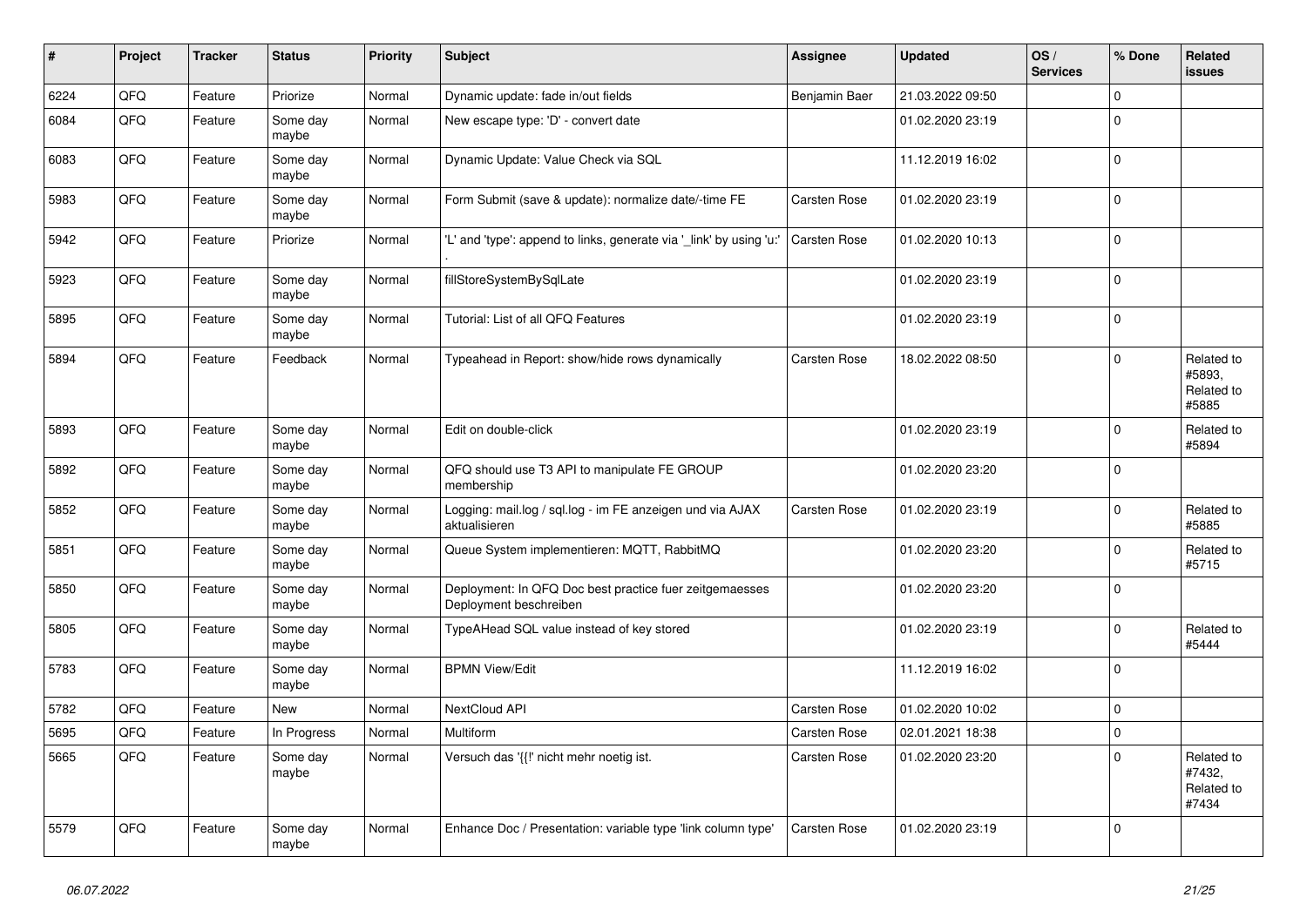| # | Project | Tracker | Status | Priority | Subject | Assignee | Updated | OS / Services | % Done | Related issues |
|---|---|---|---|---|---|---|---|---|---|---|
| 6224 | QFQ | Feature | Priorize | Normal | Dynamic update: fade in/out fields | Benjamin Baer | 21.03.2022 09:50 | | 0 | |
| 6084 | QFQ | Feature | Some day maybe | Normal | New escape type: 'D' - convert date | | 01.02.2020 23:19 | | 0 | |
| 6083 | QFQ | Feature | Some day maybe | Normal | Dynamic Update: Value Check via SQL | | 11.12.2019 16:02 | | 0 | |
| 5983 | QFQ | Feature | Some day maybe | Normal | Form Submit (save & update): normalize date/-time FE | Carsten Rose | 01.02.2020 23:19 | | 0 | |
| 5942 | QFQ | Feature | Priorize | Normal | 'L' and 'type': append to links, generate via '_link' by using 'u:' . | Carsten Rose | 01.02.2020 10:13 | | 0 | |
| 5923 | QFQ | Feature | Some day maybe | Normal | fillStoreSystemBySqlLate | | 01.02.2020 23:19 | | 0 | |
| 5895 | QFQ | Feature | Some day maybe | Normal | Tutorial: List of all QFQ Features | | 01.02.2020 23:19 | | 0 | |
| 5894 | QFQ | Feature | Feedback | Normal | Typeahead in Report: show/hide rows dynamically | Carsten Rose | 18.02.2022 08:50 | | 0 | Related to #5893, Related to #5885 |
| 5893 | QFQ | Feature | Some day maybe | Normal | Edit on double-click | | 01.02.2020 23:19 | | 0 | Related to #5894 |
| 5892 | QFQ | Feature | Some day maybe | Normal | QFQ should use T3 API to manipulate FE GROUP membership | | 01.02.2020 23:20 | | 0 | |
| 5852 | QFQ | Feature | Some day maybe | Normal | Logging: mail.log / sql.log - im FE anzeigen und via AJAX aktualisieren | Carsten Rose | 01.02.2020 23:19 | | 0 | Related to #5885 |
| 5851 | QFQ | Feature | Some day maybe | Normal | Queue System implementieren: MQTT, RabbitMQ | | 01.02.2020 23:20 | | 0 | Related to #5715 |
| 5850 | QFQ | Feature | Some day maybe | Normal | Deployment: In QFQ Doc best practice fuer zeitgemaesses Deployment beschreiben | | 01.02.2020 23:20 | | 0 | |
| 5805 | QFQ | Feature | Some day maybe | Normal | TypeAHead SQL value instead of key stored | | 01.02.2020 23:19 | | 0 | Related to #5444 |
| 5783 | QFQ | Feature | Some day maybe | Normal | BPMN View/Edit | | 11.12.2019 16:02 | | 0 | |
| 5782 | QFQ | Feature | New | Normal | NextCloud API | Carsten Rose | 01.02.2020 10:02 | | 0 | |
| 5695 | QFQ | Feature | In Progress | Normal | Multiform | Carsten Rose | 02.01.2021 18:38 | | 0 | |
| 5665 | QFQ | Feature | Some day maybe | Normal | Versuch das '{{!' nicht mehr noetig ist. | Carsten Rose | 01.02.2020 23:20 | | 0 | Related to #7432, Related to #7434 |
| 5579 | QFQ | Feature | Some day maybe | Normal | Enhance Doc / Presentation: variable type 'link column type' | Carsten Rose | 01.02.2020 23:19 | | 0 | |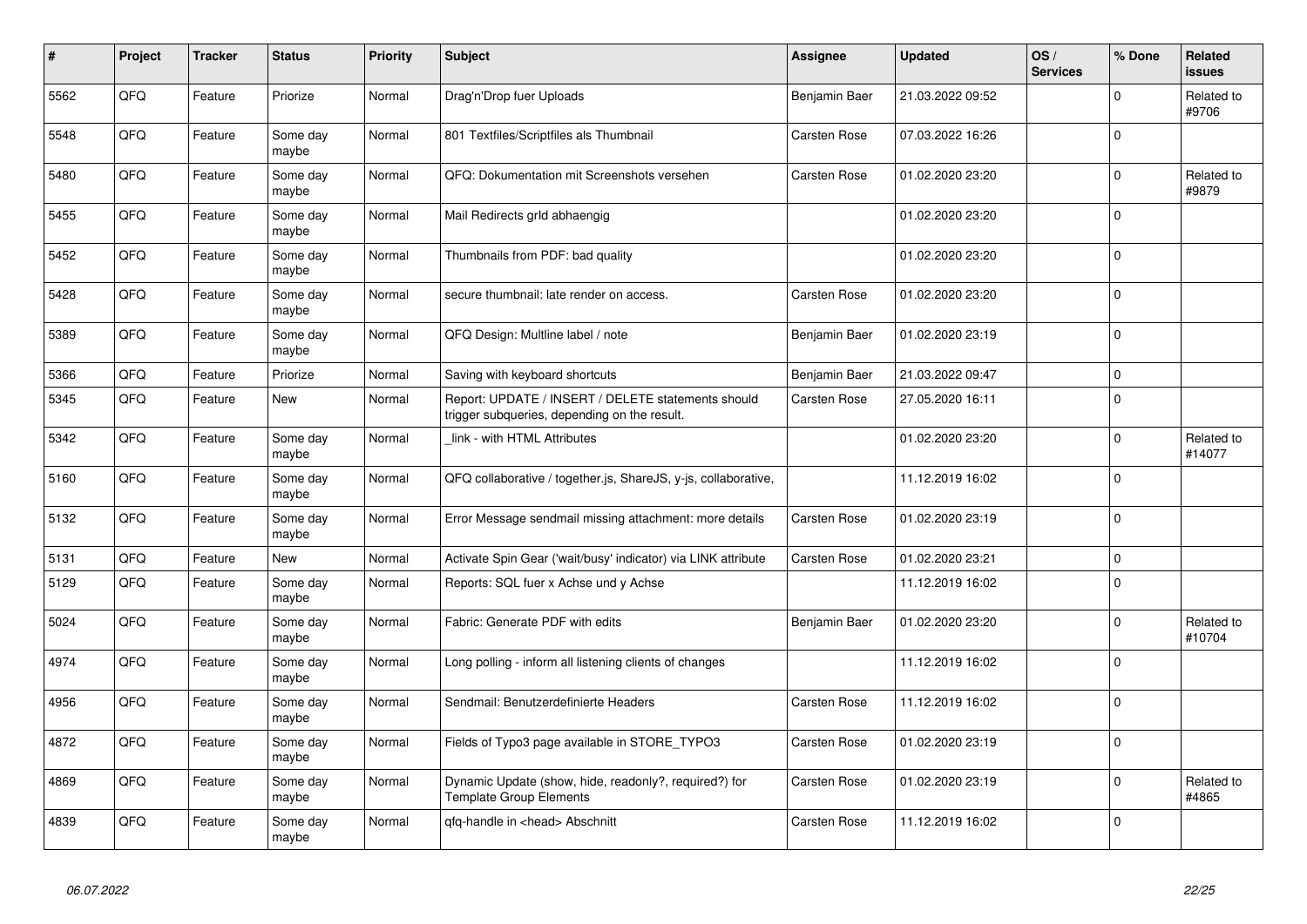| # | Project | Tracker | Status | Priority | Subject | Assignee | Updated | OS / Services | % Done | Related issues |
|---|---|---|---|---|---|---|---|---|---|---|
| 5562 | QFQ | Feature | Priorize | Normal | Drag'n'Drop fuer Uploads | Benjamin Baer | 21.03.2022 09:52 | | 0 | Related to #9706 |
| 5548 | QFQ | Feature | Some day maybe | Normal | 801 Textfiles/Scriptfiles als Thumbnail | Carsten Rose | 07.03.2022 16:26 | | 0 | |
| 5480 | QFQ | Feature | Some day maybe | Normal | QFQ: Dokumentation mit Screenshots versehen | Carsten Rose | 01.02.2020 23:20 | | 0 | Related to #9879 |
| 5455 | QFQ | Feature | Some day maybe | Normal | Mail Redirects grId abhaengig | | 01.02.2020 23:20 | | 0 | |
| 5452 | QFQ | Feature | Some day maybe | Normal | Thumbnails from PDF: bad quality | | 01.02.2020 23:20 | | 0 | |
| 5428 | QFQ | Feature | Some day maybe | Normal | secure thumbnail: late render on access. | Carsten Rose | 01.02.2020 23:20 | | 0 | |
| 5389 | QFQ | Feature | Some day maybe | Normal | QFQ Design: Multline label / note | Benjamin Baer | 01.02.2020 23:19 | | 0 | |
| 5366 | QFQ | Feature | Priorize | Normal | Saving with keyboard shortcuts | Benjamin Baer | 21.03.2022 09:47 | | 0 | |
| 5345 | QFQ | Feature | New | Normal | Report: UPDATE / INSERT / DELETE statements should trigger subqueries, depending on the result. | Carsten Rose | 27.05.2020 16:11 | | 0 | |
| 5342 | QFQ | Feature | Some day maybe | Normal | _link - with HTML Attributes | | 01.02.2020 23:20 | | 0 | Related to #14077 |
| 5160 | QFQ | Feature | Some day maybe | Normal | QFQ collaborative / together.js, ShareJS, y-js, collaborative, | | 11.12.2019 16:02 | | 0 | |
| 5132 | QFQ | Feature | Some day maybe | Normal | Error Message sendmail missing attachment: more details | Carsten Rose | 01.02.2020 23:19 | | 0 | |
| 5131 | QFQ | Feature | New | Normal | Activate Spin Gear ('wait/busy' indicator) via LINK attribute | Carsten Rose | 01.02.2020 23:21 | | 0 | |
| 5129 | QFQ | Feature | Some day maybe | Normal | Reports: SQL fuer x Achse und y Achse | | 11.12.2019 16:02 | | 0 | |
| 5024 | QFQ | Feature | Some day maybe | Normal | Fabric: Generate PDF with edits | Benjamin Baer | 01.02.2020 23:20 | | 0 | Related to #10704 |
| 4974 | QFQ | Feature | Some day maybe | Normal | Long polling - inform all listening clients of changes | | 11.12.2019 16:02 | | 0 | |
| 4956 | QFQ | Feature | Some day maybe | Normal | Sendmail: Benutzerdefinierte Headers | Carsten Rose | 11.12.2019 16:02 | | 0 | |
| 4872 | QFQ | Feature | Some day maybe | Normal | Fields of Typo3 page available in STORE_TYPO3 | Carsten Rose | 01.02.2020 23:19 | | 0 | |
| 4869 | QFQ | Feature | Some day maybe | Normal | Dynamic Update (show, hide, readonly?, required?) for Template Group Elements | Carsten Rose | 01.02.2020 23:19 | | 0 | Related to #4865 |
| 4839 | QFQ | Feature | Some day maybe | Normal | qfq-handle in <head> Abschnitt | Carsten Rose | 11.12.2019 16:02 | | 0 | |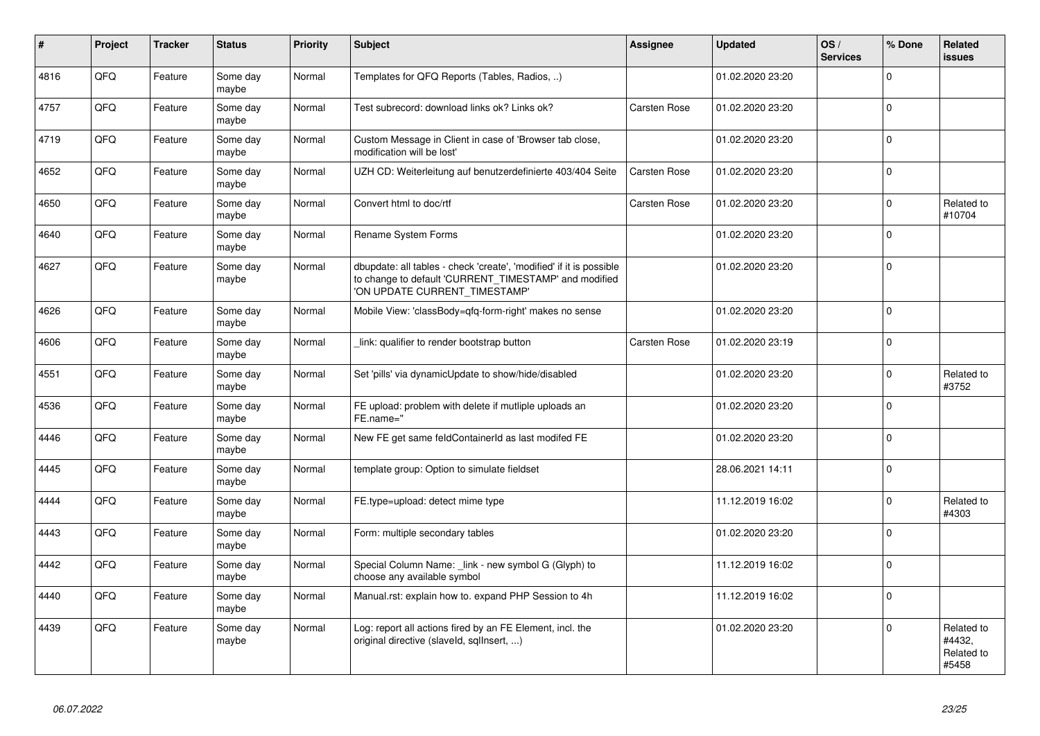| # | Project | Tracker | Status | Priority | Subject | Assignee | Updated | OS / Services | % Done | Related issues |
|---|---|---|---|---|---|---|---|---|---|---|
| 4816 | QFQ | Feature | Some day maybe | Normal | Templates for QFQ Reports (Tables, Radios, ..) | | 01.02.2020 23:20 | | 0 | |
| 4757 | QFQ | Feature | Some day maybe | Normal | Test subrecord: download links ok? Links ok? | Carsten Rose | 01.02.2020 23:20 | | 0 | |
| 4719 | QFQ | Feature | Some day maybe | Normal | Custom Message in Client in case of 'Browser tab close, modification will be lost' | | 01.02.2020 23:20 | | 0 | |
| 4652 | QFQ | Feature | Some day maybe | Normal | UZH CD: Weiterleitung auf benutzerdefinierte 403/404 Seite | Carsten Rose | 01.02.2020 23:20 | | 0 | |
| 4650 | QFQ | Feature | Some day maybe | Normal | Convert html to doc/rtf | Carsten Rose | 01.02.2020 23:20 | | 0 | Related to #10704 |
| 4640 | QFQ | Feature | Some day maybe | Normal | Rename System Forms | | 01.02.2020 23:20 | | 0 | |
| 4627 | QFQ | Feature | Some day maybe | Normal | dbupdate: all tables - check 'create', 'modified' if it is possible to change to default 'CURRENT_TIMESTAMP' and modified 'ON UPDATE CURRENT_TIMESTAMP' | | 01.02.2020 23:20 | | 0 | |
| 4626 | QFQ | Feature | Some day maybe | Normal | Mobile View: 'classBody=qfq-form-right' makes no sense | | 01.02.2020 23:20 | | 0 | |
| 4606 | QFQ | Feature | Some day maybe | Normal | _link: qualifier to render bootstrap button | Carsten Rose | 01.02.2020 23:19 | | 0 | |
| 4551 | QFQ | Feature | Some day maybe | Normal | Set 'pills' via dynamicUpdate to show/hide/disabled | | 01.02.2020 23:20 | | 0 | Related to #3752 |
| 4536 | QFQ | Feature | Some day maybe | Normal | FE upload: problem with delete if mutliple uploads an FE.name=" | | 01.02.2020 23:20 | | 0 | |
| 4446 | QFQ | Feature | Some day maybe | Normal | New FE get same feldContainerId as last modifed FE | | 01.02.2020 23:20 | | 0 | |
| 4445 | QFQ | Feature | Some day maybe | Normal | template group: Option to simulate fieldset | | 28.06.2021 14:11 | | 0 | |
| 4444 | QFQ | Feature | Some day maybe | Normal | FE.type=upload: detect mime type | | 11.12.2019 16:02 | | 0 | Related to #4303 |
| 4443 | QFQ | Feature | Some day maybe | Normal | Form: multiple secondary tables | | 01.02.2020 23:20 | | 0 | |
| 4442 | QFQ | Feature | Some day maybe | Normal | Special Column Name: _link - new symbol G (Glyph) to choose any available symbol | | 11.12.2019 16:02 | | 0 | |
| 4440 | QFQ | Feature | Some day maybe | Normal | Manual.rst: explain how to. expand PHP Session to 4h | | 11.12.2019 16:02 | | 0 | |
| 4439 | QFQ | Feature | Some day maybe | Normal | Log: report all actions fired by an FE Element, incl. the original directive (slaveId, sqlInsert, ...) | | 01.02.2020 23:20 | | 0 | Related to #4432, Related to #5458 |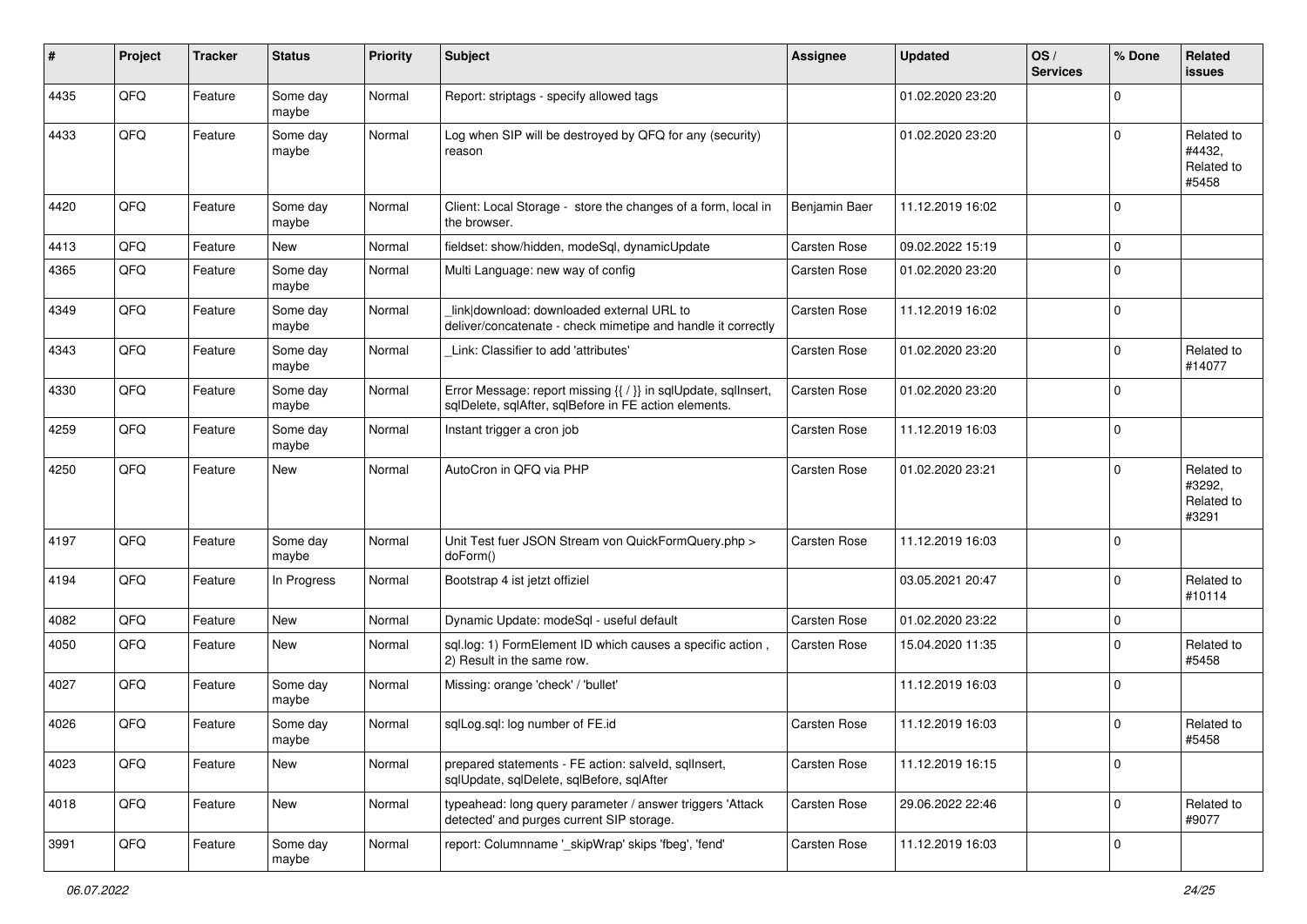| # | Project | Tracker | Status | Priority | Subject | Assignee | Updated | OS / Services | % Done | Related issues |
|---|---|---|---|---|---|---|---|---|---|---|
| 4435 | QFQ | Feature | Some day maybe | Normal | Report: striptags - specify allowed tags | | 01.02.2020 23:20 | | 0 | |
| 4433 | QFQ | Feature | Some day maybe | Normal | Log when SIP will be destroyed by QFQ for any (security) reason | | 01.02.2020 23:20 | | 0 | Related to #4432, Related to #5458 |
| 4420 | QFQ | Feature | Some day maybe | Normal | Client: Local Storage - store the changes of a form, local in the browser. | Benjamin Baer | 11.12.2019 16:02 | | 0 | |
| 4413 | QFQ | Feature | New | Normal | fieldset: show/hidden, modeSql, dynamicUpdate | Carsten Rose | 09.02.2022 15:19 | | 0 | |
| 4365 | QFQ | Feature | Some day maybe | Normal | Multi Language: new way of config | Carsten Rose | 01.02.2020 23:20 | | 0 | |
| 4349 | QFQ | Feature | Some day maybe | Normal | _link\|download: downloaded external URL to deliver/concatenate - check mimetipe and handle it correctly | Carsten Rose | 11.12.2019 16:02 | | 0 | |
| 4343 | QFQ | Feature | Some day maybe | Normal | _Link: Classifier to add 'attributes' | Carsten Rose | 01.02.2020 23:20 | | 0 | Related to #14077 |
| 4330 | QFQ | Feature | Some day maybe | Normal | Error Message: report missing {{ / }} in sqlUpdate, sqlInsert, sqlDelete, sqlAfter, sqlBefore in FE action elements. | Carsten Rose | 01.02.2020 23:20 | | 0 | |
| 4259 | QFQ | Feature | Some day maybe | Normal | Instant trigger a cron job | Carsten Rose | 11.12.2019 16:03 | | 0 | |
| 4250 | QFQ | Feature | New | Normal | AutoCron in QFQ via PHP | Carsten Rose | 01.02.2020 23:21 | | 0 | Related to #3292, Related to #3291 |
| 4197 | QFQ | Feature | Some day maybe | Normal | Unit Test fuer JSON Stream von QuickFormQuery.php > doForm() | Carsten Rose | 11.12.2019 16:03 | | 0 | |
| 4194 | QFQ | Feature | In Progress | Normal | Bootstrap 4 ist jetzt offiziel | | 03.05.2021 20:47 | | 0 | Related to #10114 |
| 4082 | QFQ | Feature | New | Normal | Dynamic Update: modeSql - useful default | Carsten Rose | 01.02.2020 23:22 | | 0 | |
| 4050 | QFQ | Feature | New | Normal | sql.log: 1) FormElement ID which causes a specific action , 2) Result in the same row. | Carsten Rose | 15.04.2020 11:35 | | 0 | Related to #5458 |
| 4027 | QFQ | Feature | Some day maybe | Normal | Missing: orange 'check' / 'bullet' | | 11.12.2019 16:03 | | 0 | |
| 4026 | QFQ | Feature | Some day maybe | Normal | sqlLog.sql: log number of FE.id | Carsten Rose | 11.12.2019 16:03 | | 0 | Related to #5458 |
| 4023 | QFQ | Feature | New | Normal | prepared statements - FE action: salveld, sqlInsert, sqlUpdate, sqlDelete, sqlBefore, sqlAfter | Carsten Rose | 11.12.2019 16:15 | | 0 | |
| 4018 | QFQ | Feature | New | Normal | typeahead: long query parameter / answer triggers 'Attack detected' and purges current SIP storage. | Carsten Rose | 29.06.2022 22:46 | | 0 | Related to #9077 |
| 3991 | QFQ | Feature | Some day maybe | Normal | report: Columnname '_skipWrap' skips 'fbeg', 'fend' | Carsten Rose | 11.12.2019 16:03 | | 0 | |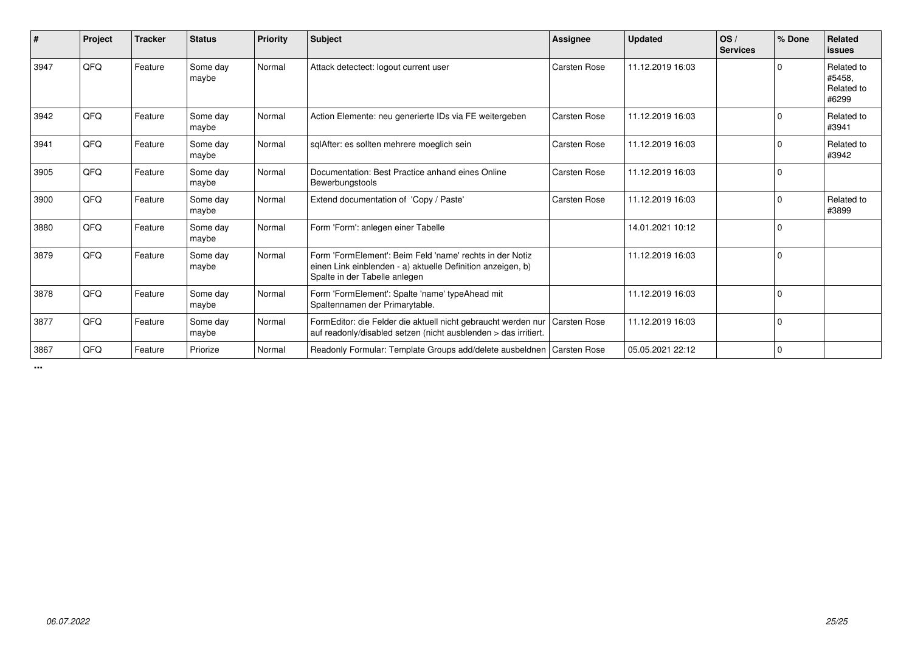| # | Project | Tracker | Status | Priority | Subject | Assignee | Updated | OS / Services | % Done | Related issues |
|---|---|---|---|---|---|---|---|---|---|---|
| 3947 | QFQ | Feature | Some day maybe | Normal | Attack detectect: logout current user | Carsten Rose | 11.12.2019 16:03 | | 0 | Related to #5458, Related to #6299 |
| 3942 | QFQ | Feature | Some day maybe | Normal | Action Elemente: neu generierte IDs via FE weitergeben | Carsten Rose | 11.12.2019 16:03 | | 0 | Related to #3941 |
| 3941 | QFQ | Feature | Some day maybe | Normal | sqlAfter: es sollten mehrere moeglich sein | Carsten Rose | 11.12.2019 16:03 | | 0 | Related to #3942 |
| 3905 | QFQ | Feature | Some day maybe | Normal | Documentation: Best Practice anhand eines Online Bewerbungstools | Carsten Rose | 11.12.2019 16:03 | | 0 | |
| 3900 | QFQ | Feature | Some day maybe | Normal | Extend documentation of 'Copy / Paste' | Carsten Rose | 11.12.2019 16:03 | | 0 | Related to #3899 |
| 3880 | QFQ | Feature | Some day maybe | Normal | Form 'Form': anlegen einer Tabelle | | 14.01.2021 10:12 | | 0 | |
| 3879 | QFQ | Feature | Some day maybe | Normal | Form 'FormElement': Beim Feld 'name' rechts in der Notiz einen Link einblenden - a) aktuelle Definition anzeigen, b) Spalte in der Tabelle anlegen | | 11.12.2019 16:03 | | 0 | |
| 3878 | QFQ | Feature | Some day maybe | Normal | Form 'FormElement': Spalte 'name' typeAhead mit Spaltennamen der Primarytable. | | 11.12.2019 16:03 | | 0 | |
| 3877 | QFQ | Feature | Some day maybe | Normal | FormEditor: die Felder die aktuell nicht gebraucht werden nur auf readonly/disabled setzen (nicht ausblenden > das irritiert. | Carsten Rose | 11.12.2019 16:03 | | 0 | |
| 3867 | QFQ | Feature | Priorize | Normal | Readonly Formular: Template Groups add/delete ausbeldnen | Carsten Rose | 05.05.2021 22:12 | | 0 | |

...